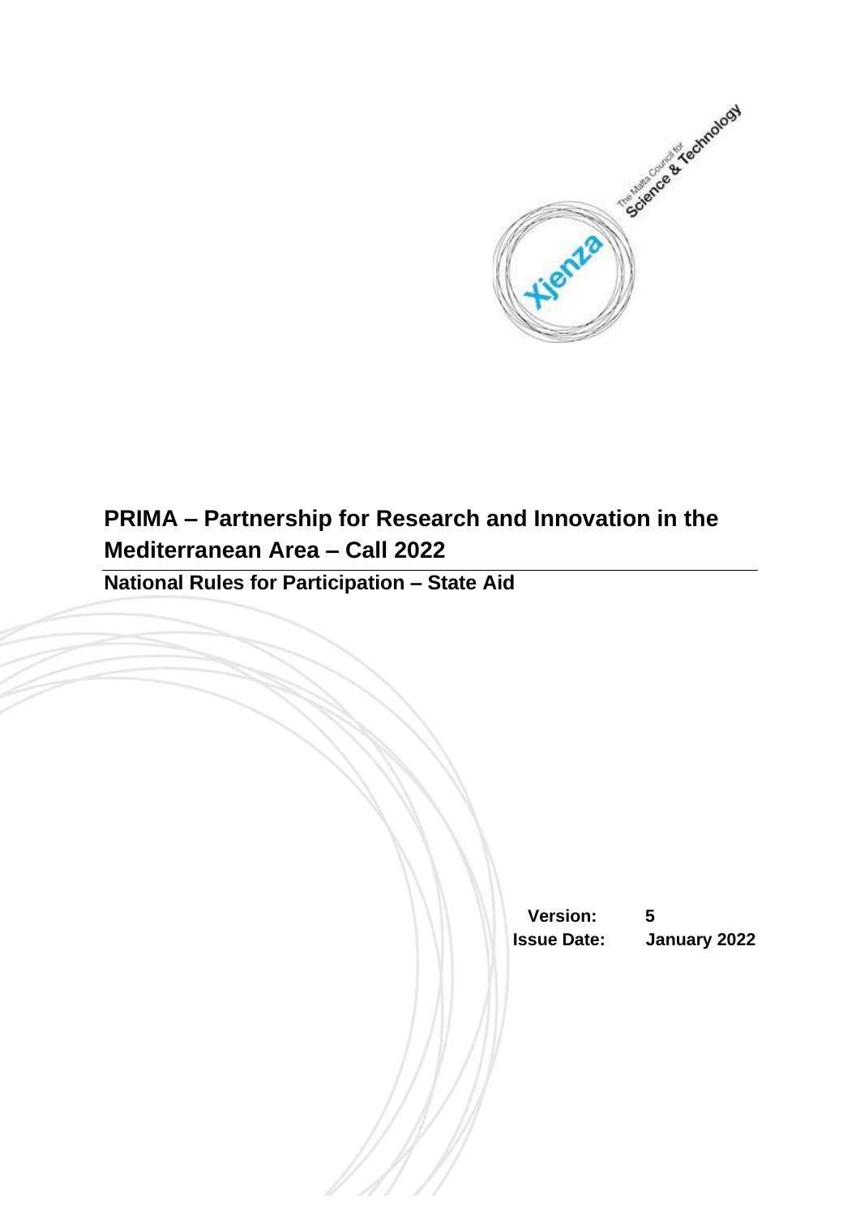# PRIMA – Partnership for Research and Innovation in the Mediterranean Area – Call 2022

## National Rules for Participation – State Aid

**Version:** 5

**Issue Date:** January 2022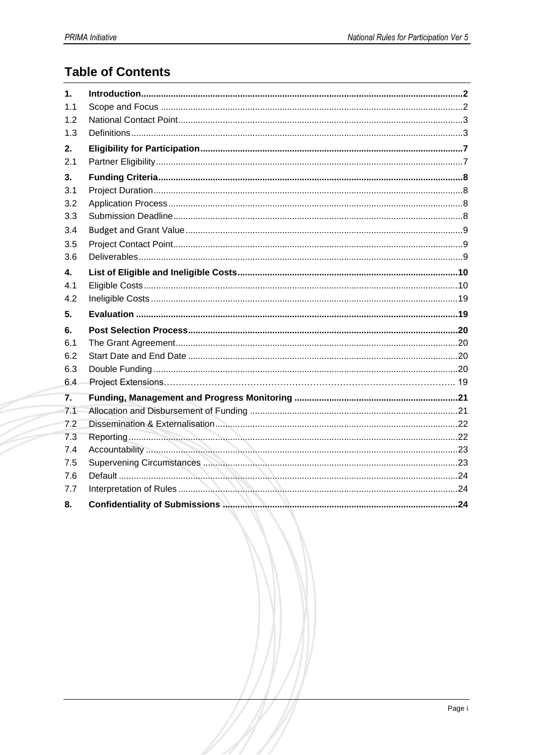# Table of Contents

| | | |
|---|---|---|
| **1.** | **Introduction** | **2** |
| 1.1 | Scope and Focus | 2 |
| 1.2 | National Contact Point | 3 |
| 1.3 | Definitions | 3 |
| **2.** | **Eligibility for Participation** | **7** |
| 2.1 | Partner Eligibility | 7 |
| **3.** | **Funding Criteria** | **8** |
| 3.1 | Project Duration | 8 |
| 3.2 | Application Process | 8 |
| 3.3 | Submission Deadline | 8 |
| 3.4 | Budget and Grant Value | 9 |
| 3.5 | Project Contact Point | 9 |
| 3.6 | Deliverables | 9 |
| **4.** | **List of Eligible and Ineligible Costs** | **10** |
| 4.1 | Eligible Costs | 10 |
| 4.2 | Ineligible Costs | 19 |
| **5.** | **Evaluation** | **19** |
| **6.** | **Post Selection Process** | **20** |
| 6.1 | The Grant Agreement | 20 |
| 6.2 | Start Date and End Date | 20 |
| 6.3 | Double Funding | 20 |
| 6.4 | Project Extensions | 19 |
| **7.** | **Funding, Management and Progress Monitoring** | **21** |
| 7.1 | Allocation and Disbursement of Funding | 21 |
| 7.2 | Dissemination & Externalisation | 22 |
| 7.3 | Reporting | 22 |
| 7.4 | Accountability | 23 |
| 7.5 | Supervening Circumstances | 23 |
| 7.6 | Default | 24 |
| 7.7 | Interpretation of Rules | 24 |
| **8.** | **Confidentiality of Submissions** | **24** |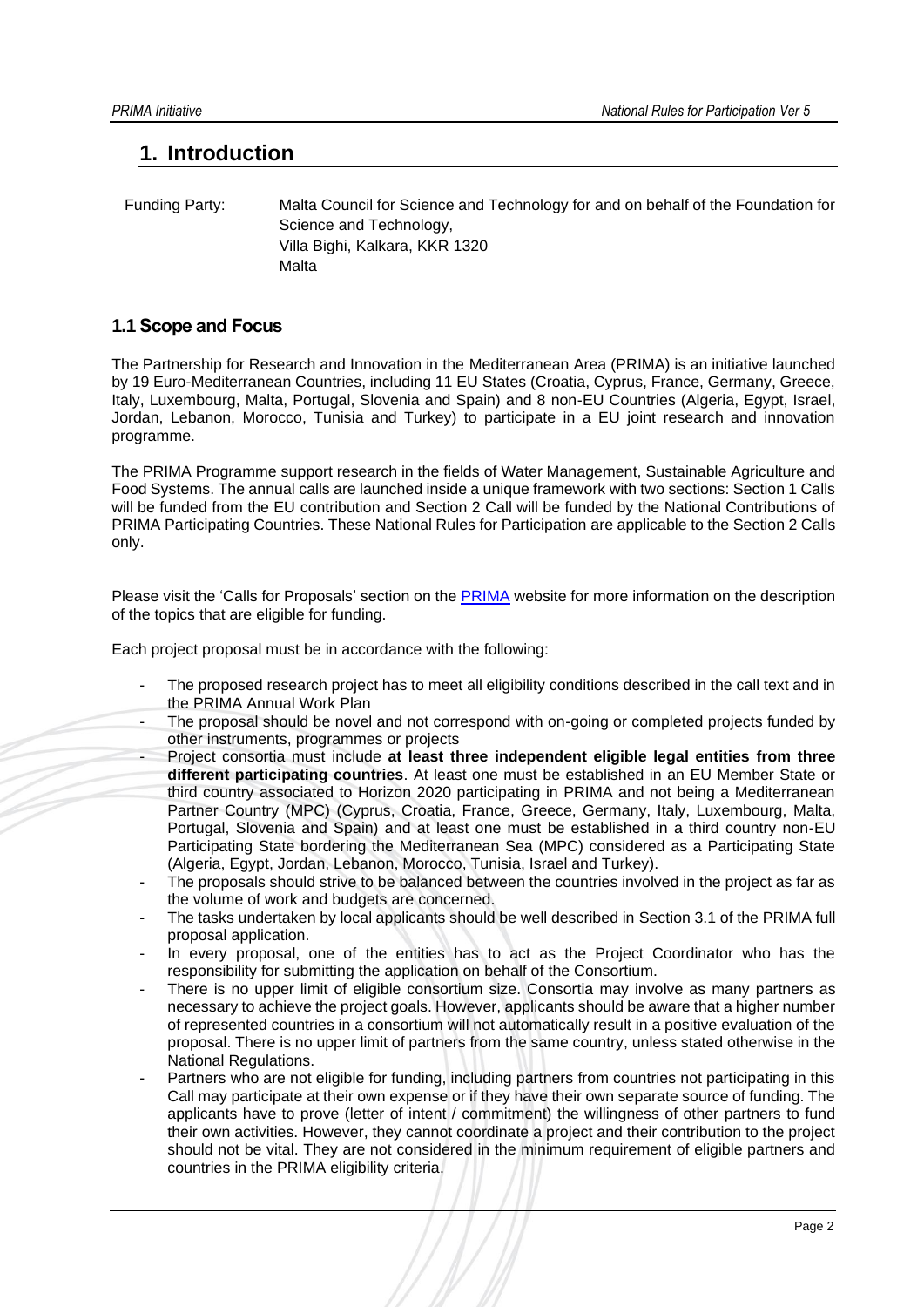# 1. Introduction

Funding Party: Malta Council for Science and Technology for and on behalf of the Foundation for Science and Technology,
Villa Bighi, Kalkara, KKR 1320
Malta

## 1.1 Scope and Focus

The Partnership for Research and Innovation in the Mediterranean Area (PRIMA) is an initiative launched by 19 Euro-Mediterranean Countries, including 11 EU States (Croatia, Cyprus, France, Germany, Greece, Italy, Luxembourg, Malta, Portugal, Slovenia and Spain) and 8 non-EU Countries (Algeria, Egypt, Israel, Jordan, Lebanon, Morocco, Tunisia and Turkey) to participate in a EU joint research and innovation programme.

The PRIMA Programme support research in the fields of Water Management, Sustainable Agriculture and Food Systems. The annual calls are launched inside a unique framework with two sections: Section 1 Calls will be funded from the EU contribution and Section 2 Call will be funded by the National Contributions of PRIMA Participating Countries. These National Rules for Participation are applicable to the Section 2 Calls only.

Please visit the 'Calls for Proposals' section on the PRIMA website for more information on the description of the topics that are eligible for funding.

Each project proposal must be in accordance with the following:

- The proposed research project has to meet all eligibility conditions described in the call text and in the PRIMA Annual Work Plan
- The proposal should be novel and not correspond with on-going or completed projects funded by other instruments, programmes or projects
- Project consortia must include **at least three independent eligible legal entities from three different participating countries**. At least one must be established in an EU Member State or third country associated to Horizon 2020 participating in PRIMA and not being a Mediterranean Partner Country (MPC) (Cyprus, Croatia, France, Greece, Germany, Italy, Luxembourg, Malta, Portugal, Slovenia and Spain) and at least one must be established in a third country non-EU Participating State bordering the Mediterranean Sea (MPC) considered as a Participating State (Algeria, Egypt, Jordan, Lebanon, Morocco, Tunisia, Israel and Turkey).
- The proposals should strive to be balanced between the countries involved in the project as far as the volume of work and budgets are concerned.
- The tasks undertaken by local applicants should be well described in Section 3.1 of the PRIMA full proposal application.
- In every proposal, one of the entities has to act as the Project Coordinator who has the responsibility for submitting the application on behalf of the Consortium.
- There is no upper limit of eligible consortium size. Consortia may involve as many partners as necessary to achieve the project goals. However, applicants should be aware that a higher number of represented countries in a consortium will not automatically result in a positive evaluation of the proposal. There is no upper limit of partners from the same country, unless stated otherwise in the National Regulations.
- Partners who are not eligible for funding, including partners from countries not participating in this Call may participate at their own expense or if they have their own separate source of funding. The applicants have to prove (letter of intent / commitment) the willingness of other partners to fund their own activities. However, they cannot coordinate a project and their contribution to the project should not be vital. They are not considered in the minimum requirement of eligible partners and countries in the PRIMA eligibility criteria.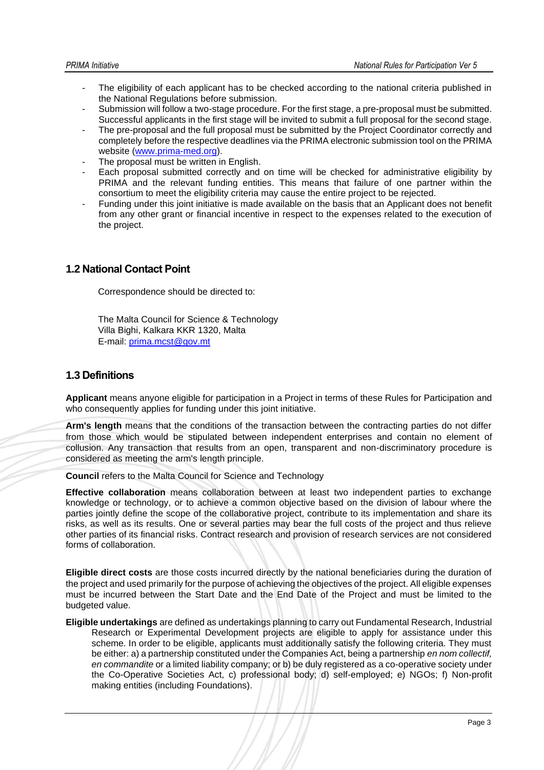- The eligibility of each applicant has to be checked according to the national criteria published in the National Regulations before submission.
- Submission will follow a two-stage procedure. For the first stage, a pre-proposal must be submitted. Successful applicants in the first stage will be invited to submit a full proposal for the second stage.
- The pre-proposal and the full proposal must be submitted by the Project Coordinator correctly and completely before the respective deadlines via the PRIMA electronic submission tool on the PRIMA website ([www.prima-med.org](www.prima-med.org)).
- The proposal must be written in English.
- Each proposal submitted correctly and on time will be checked for administrative eligibility by PRIMA and the relevant funding entities. This means that failure of one partner within the consortium to meet the eligibility criteria may cause the entire project to be rejected.
- Funding under this joint initiative is made available on the basis that an Applicant does not benefit from any other grant or financial incentive in respect to the expenses related to the execution of the project.

## 1.2 National Contact Point

Correspondence should be directed to:

The Malta Council for Science & Technology
Villa Bighi, Kalkara KKR 1320, Malta
E-mail: [prima.mcst@gov.mt](mailto:prima.mcst@gov.mt)

## 1.3 Definitions

**Applicant** means anyone eligible for participation in a Project in terms of these Rules for Participation and who consequently applies for funding under this joint initiative.

**Arm's length** means that the conditions of the transaction between the contracting parties do not differ from those which would be stipulated between independent enterprises and contain no element of collusion. Any transaction that results from an open, transparent and non-discriminatory procedure is considered as meeting the arm's length principle.

**Council** refers to the Malta Council for Science and Technology

**Effective collaboration** means collaboration between at least two independent parties to exchange knowledge or technology, or to achieve a common objective based on the division of labour where the parties jointly define the scope of the collaborative project, contribute to its implementation and share its risks, as well as its results. One or several parties may bear the full costs of the project and thus relieve other parties of its financial risks. Contract research and provision of research services are not considered forms of collaboration.

**Eligible direct costs** are those costs incurred directly by the national beneficiaries during the duration of the project and used primarily for the purpose of achieving the objectives of the project. All eligible expenses must be incurred between the Start Date and the End Date of the Project and must be limited to the budgeted value.

**Eligible undertakings** are defined as undertakings planning to carry out Fundamental Research, Industrial Research or Experimental Development projects are eligible to apply for assistance under this scheme. In order to be eligible, applicants must additionally satisfy the following criteria. They must be either: a) a partnership constituted under the Companies Act, being a partnership *en nom collectif, en commandite* or a limited liability company; or b) be duly registered as a co-operative society under the Co-Operative Societies Act, c) professional body; d) self-employed; e) NGOs; f) Non-profit making entities (including Foundations).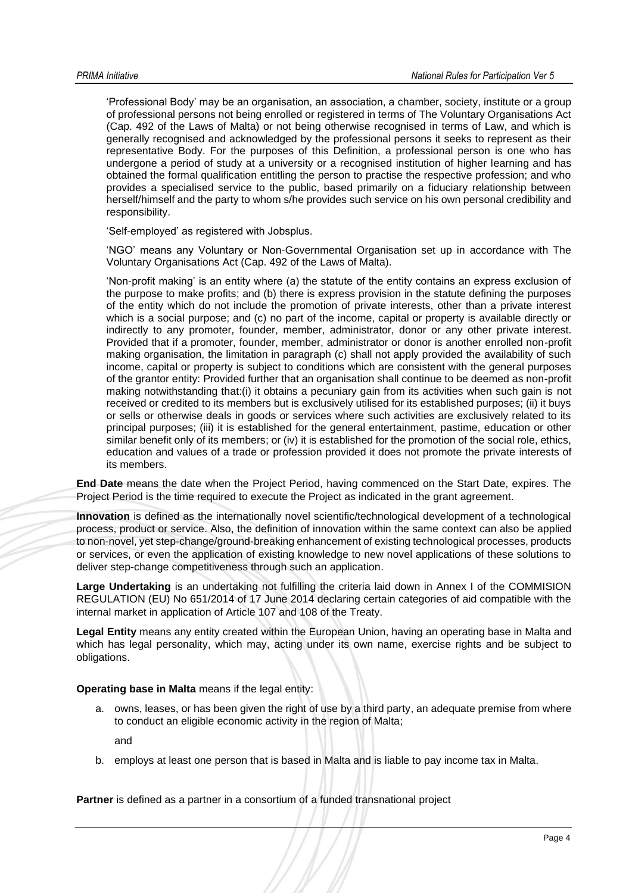'Professional Body' may be an organisation, an association, a chamber, society, institute or a group of professional persons not being enrolled or registered in terms of The Voluntary Organisations Act (Cap. 492 of the Laws of Malta) or not being otherwise recognised in terms of Law, and which is generally recognised and acknowledged by the professional persons it seeks to represent as their representative Body. For the purposes of this Definition, a professional person is one who has undergone a period of study at a university or a recognised institution of higher learning and has obtained the formal qualification entitling the person to practise the respective profession; and who provides a specialised service to the public, based primarily on a fiduciary relationship between herself/himself and the party to whom s/he provides such service on his own personal credibility and responsibility.

'Self-employed' as registered with Jobsplus.

'NGO' means any Voluntary or Non-Governmental Organisation set up in accordance with The Voluntary Organisations Act (Cap. 492 of the Laws of Malta).

'Non-profit making' is an entity where (a) the statute of the entity contains an express exclusion of the purpose to make profits; and (b) there is express provision in the statute defining the purposes of the entity which do not include the promotion of private interests, other than a private interest which is a social purpose; and (c) no part of the income, capital or property is available directly or indirectly to any promoter, founder, member, administrator, donor or any other private interest. Provided that if a promoter, founder, member, administrator or donor is another enrolled non-profit making organisation, the limitation in paragraph (c) shall not apply provided the availability of such income, capital or property is subject to conditions which are consistent with the general purposes of the grantor entity: Provided further that an organisation shall continue to be deemed as non-profit making notwithstanding that:(i) it obtains a pecuniary gain from its activities when such gain is not received or credited to its members but is exclusively utilised for its established purposes; (ii) it buys or sells or otherwise deals in goods or services where such activities are exclusively related to its principal purposes; (iii) it is established for the general entertainment, pastime, education or other similar benefit only of its members; or (iv) it is established for the promotion of the social role, ethics, education and values of a trade or profession provided it does not promote the private interests of its members.

**End Date** means the date when the Project Period, having commenced on the Start Date, expires. The Project Period is the time required to execute the Project as indicated in the grant agreement.

**Innovation** is defined as the internationally novel scientific/technological development of a technological process, product or service. Also, the definition of innovation within the same context can also be applied to non-novel, yet step-change/ground-breaking enhancement of existing technological processes, products or services, or even the application of existing knowledge to new novel applications of these solutions to deliver step-change competitiveness through such an application.

**Large Undertaking** is an undertaking not fulfilling the criteria laid down in Annex I of the COMMISION REGULATION (EU) No 651/2014 of 17 June 2014 declaring certain categories of aid compatible with the internal market in application of Article 107 and 108 of the Treaty.

**Legal Entity** means any entity created within the European Union, having an operating base in Malta and which has legal personality, which may, acting under its own name, exercise rights and be subject to obligations.

**Operating base in Malta** means if the legal entity:

a. owns, leases, or has been given the right of use by a third party, an adequate premise from where to conduct an eligible economic activity in the region of Malta;

   and

b. employs at least one person that is based in Malta and is liable to pay income tax in Malta.

**Partner** is defined as a partner in a consortium of a funded transnational project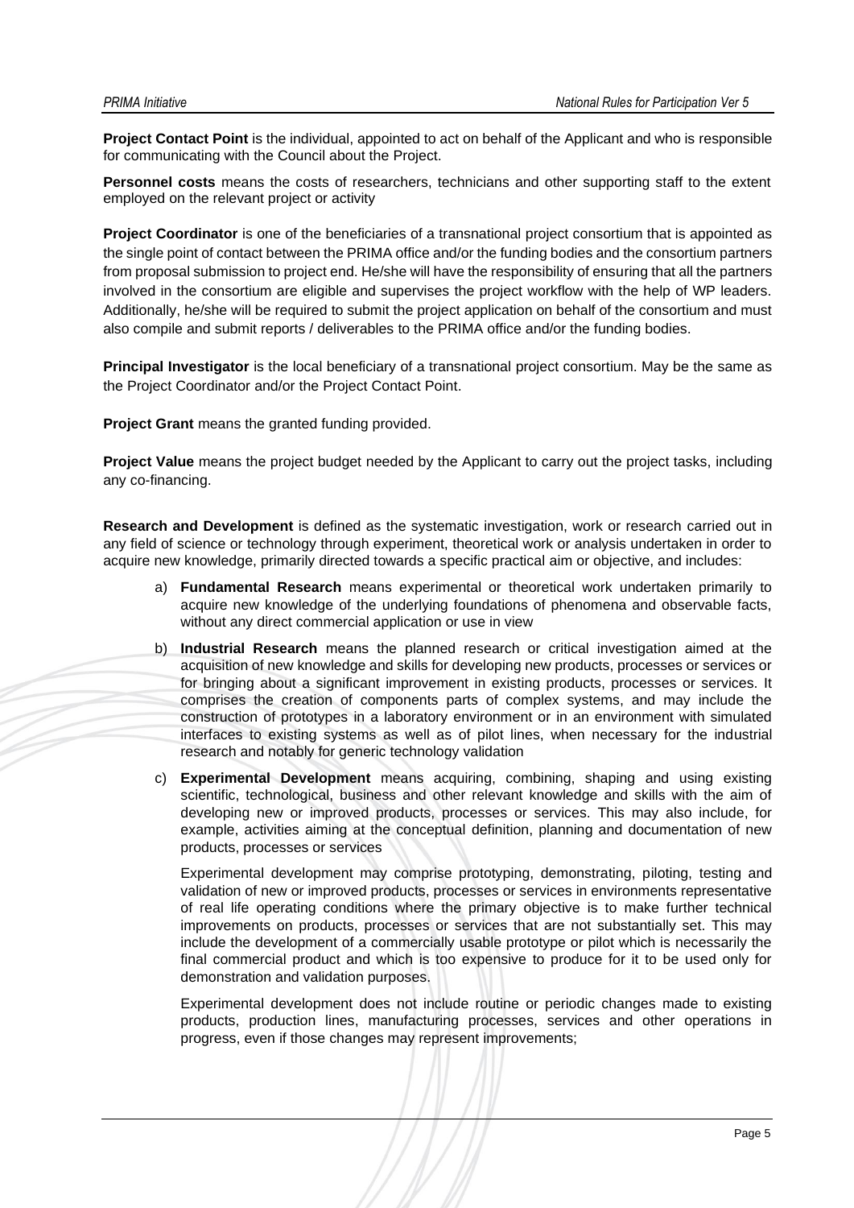**Project Contact Point** is the individual, appointed to act on behalf of the Applicant and who is responsible for communicating with the Council about the Project.

**Personnel costs** means the costs of researchers, technicians and other supporting staff to the extent employed on the relevant project or activity

**Project Coordinator** is one of the beneficiaries of a transnational project consortium that is appointed as the single point of contact between the PRIMA office and/or the funding bodies and the consortium partners from proposal submission to project end. He/she will have the responsibility of ensuring that all the partners involved in the consortium are eligible and supervises the project workflow with the help of WP leaders. Additionally, he/she will be required to submit the project application on behalf of the consortium and must also compile and submit reports / deliverables to the PRIMA office and/or the funding bodies.

**Principal Investigator** is the local beneficiary of a transnational project consortium. May be the same as the Project Coordinator and/or the Project Contact Point.

**Project Grant** means the granted funding provided.

**Project Value** means the project budget needed by the Applicant to carry out the project tasks, including any co-financing.

**Research and Development** is defined as the systematic investigation, work or research carried out in any field of science or technology through experiment, theoretical work or analysis undertaken in order to acquire new knowledge, primarily directed towards a specific practical aim or objective, and includes:

a) **Fundamental Research** means experimental or theoretical work undertaken primarily to acquire new knowledge of the underlying foundations of phenomena and observable facts, without any direct commercial application or use in view

b) **Industrial Research** means the planned research or critical investigation aimed at the acquisition of new knowledge and skills for developing new products, processes or services or for bringing about a significant improvement in existing products, processes or services. It comprises the creation of components parts of complex systems, and may include the construction of prototypes in a laboratory environment or in an environment with simulated interfaces to existing systems as well as of pilot lines, when necessary for the industrial research and notably for generic technology validation

c) **Experimental Development** means acquiring, combining, shaping and using existing scientific, technological, business and other relevant knowledge and skills with the aim of developing new or improved products, processes or services. This may also include, for example, activities aiming at the conceptual definition, planning and documentation of new products, processes or services

   Experimental development may comprise prototyping, demonstrating, piloting, testing and validation of new or improved products, processes or services in environments representative of real life operating conditions where the primary objective is to make further technical improvements on products, processes or services that are not substantially set. This may include the development of a commercially usable prototype or pilot which is necessarily the final commercial product and which is too expensive to produce for it to be used only for demonstration and validation purposes.

   Experimental development does not include routine or periodic changes made to existing products, production lines, manufacturing processes, services and other operations in progress, even if those changes may represent improvements;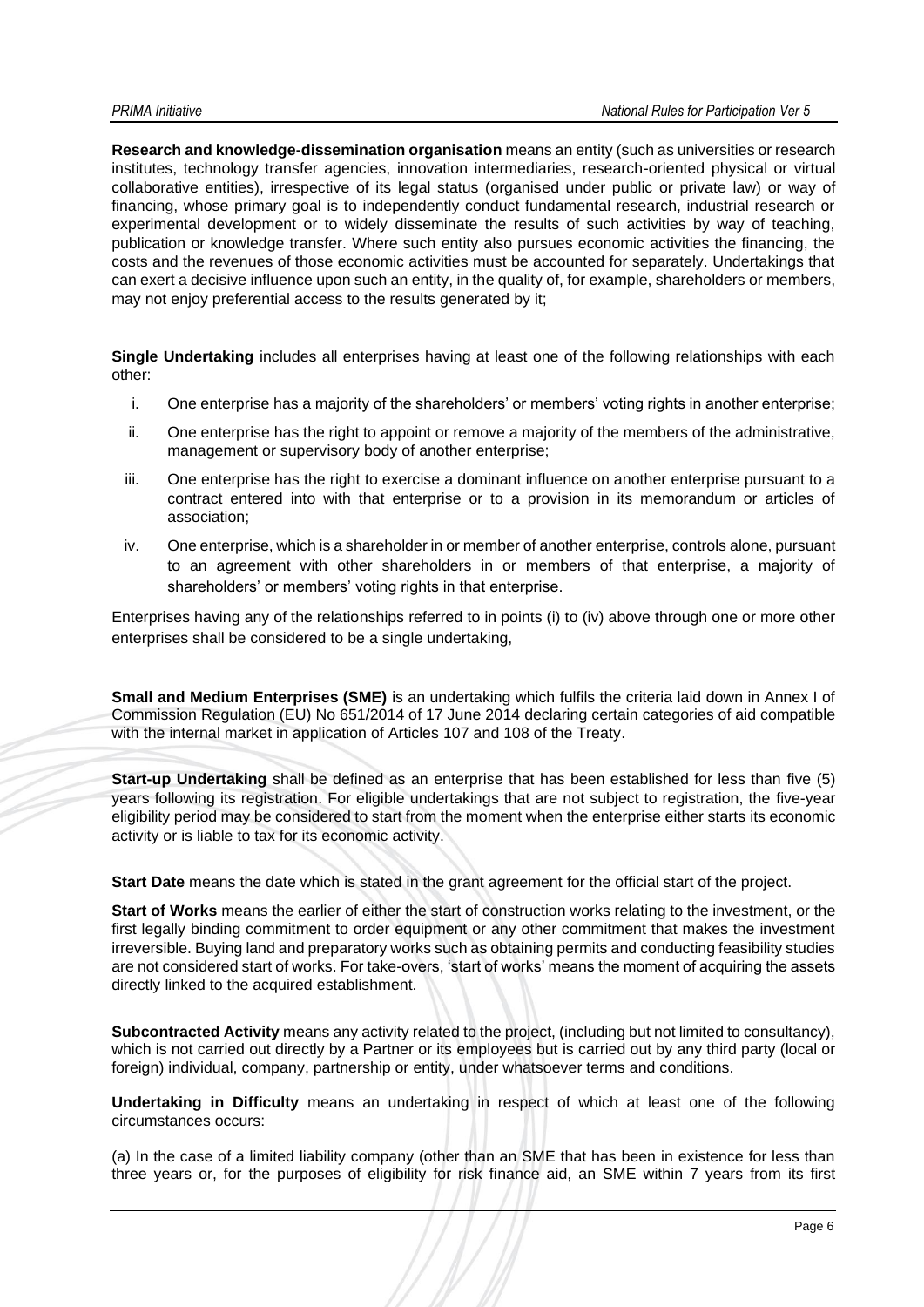**Research and knowledge-dissemination organisation** means an entity (such as universities or research institutes, technology transfer agencies, innovation intermediaries, research-oriented physical or virtual collaborative entities), irrespective of its legal status (organised under public or private law) or way of financing, whose primary goal is to independently conduct fundamental research, industrial research or experimental development or to widely disseminate the results of such activities by way of teaching, publication or knowledge transfer. Where such entity also pursues economic activities the financing, the costs and the revenues of those economic activities must be accounted for separately. Undertakings that can exert a decisive influence upon such an entity, in the quality of, for example, shareholders or members, may not enjoy preferential access to the results generated by it;

**Single Undertaking** includes all enterprises having at least one of the following relationships with each other:

i. One enterprise has a majority of the shareholders' or members' voting rights in another enterprise;

ii. One enterprise has the right to appoint or remove a majority of the members of the administrative, management or supervisory body of another enterprise;

iii. One enterprise has the right to exercise a dominant influence on another enterprise pursuant to a contract entered into with that enterprise or to a provision in its memorandum or articles of association;

iv. One enterprise, which is a shareholder in or member of another enterprise, controls alone, pursuant to an agreement with other shareholders in or members of that enterprise, a majority of shareholders' or members' voting rights in that enterprise.

Enterprises having any of the relationships referred to in points (i) to (iv) above through one or more other enterprises shall be considered to be a single undertaking,

**Small and Medium Enterprises (SME)** is an undertaking which fulfils the criteria laid down in Annex I of Commission Regulation (EU) No 651/2014 of 17 June 2014 declaring certain categories of aid compatible with the internal market in application of Articles 107 and 108 of the Treaty.

**Start-up Undertaking** shall be defined as an enterprise that has been established for less than five (5) years following its registration. For eligible undertakings that are not subject to registration, the five-year eligibility period may be considered to start from the moment when the enterprise either starts its economic activity or is liable to tax for its economic activity.

**Start Date** means the date which is stated in the grant agreement for the official start of the project.

**Start of Works** means the earlier of either the start of construction works relating to the investment, or the first legally binding commitment to order equipment or any other commitment that makes the investment irreversible. Buying land and preparatory works such as obtaining permits and conducting feasibility studies are not considered start of works. For take-overs, 'start of works' means the moment of acquiring the assets directly linked to the acquired establishment.

**Subcontracted Activity** means any activity related to the project, (including but not limited to consultancy), which is not carried out directly by a Partner or its employees but is carried out by any third party (local or foreign) individual, company, partnership or entity, under whatsoever terms and conditions.

**Undertaking in Difficulty** means an undertaking in respect of which at least one of the following circumstances occurs:

(a) In the case of a limited liability company (other than an SME that has been in existence for less than three years or, for the purposes of eligibility for risk finance aid, an SME within 7 years from its first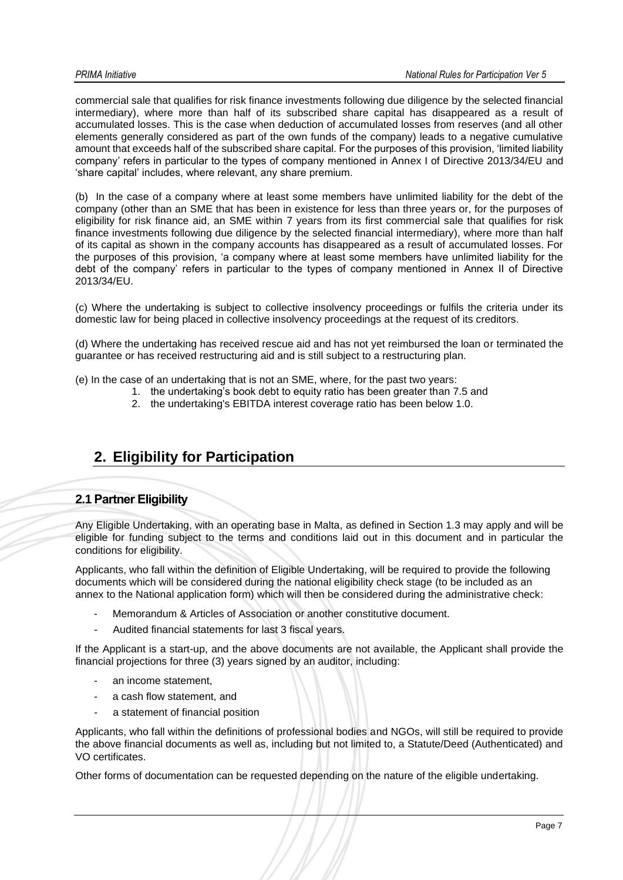commercial sale that qualifies for risk finance investments following due diligence by the selected financial intermediary), where more than half of its subscribed share capital has disappeared as a result of accumulated losses. This is the case when deduction of accumulated losses from reserves (and all other elements generally considered as part of the own funds of the company) leads to a negative cumulative amount that exceeds half of the subscribed share capital. For the purposes of this provision, 'limited liability company' refers in particular to the types of company mentioned in Annex I of Directive 2013/34/EU and 'share capital' includes, where relevant, any share premium.

(b) In the case of a company where at least some members have unlimited liability for the debt of the company (other than an SME that has been in existence for less than three years or, for the purposes of eligibility for risk finance aid, an SME within 7 years from its first commercial sale that qualifies for risk finance investments following due diligence by the selected financial intermediary), where more than half of its capital as shown in the company accounts has disappeared as a result of accumulated losses. For the purposes of this provision, 'a company where at least some members have unlimited liability for the debt of the company' refers in particular to the types of company mentioned in Annex II of Directive 2013/34/EU.

(c) Where the undertaking is subject to collective insolvency proceedings or fulfils the criteria under its domestic law for being placed in collective insolvency proceedings at the request of its creditors.

(d) Where the undertaking has received rescue aid and has not yet reimbursed the loan or terminated the guarantee or has received restructuring aid and is still subject to a restructuring plan.

(e) In the case of an undertaking that is not an SME, where, for the past two years:

1. the undertaking's book debt to equity ratio has been greater than 7.5 and
2. the undertaking's EBITDA interest coverage ratio has been below 1.0.

# 2. Eligibility for Participation

## 2.1 Partner Eligibility

Any Eligible Undertaking, with an operating base in Malta, as defined in Section 1.3 may apply and will be eligible for funding subject to the terms and conditions laid out in this document and in particular the conditions for eligibility.

Applicants, who fall within the definition of Eligible Undertaking, will be required to provide the following documents which will be considered during the national eligibility check stage (to be included as an annex to the National application form) which will then be considered during the administrative check:

- Memorandum & Articles of Association or another constitutive document.
- Audited financial statements for last 3 fiscal years.

If the Applicant is a start-up, and the above documents are not available, the Applicant shall provide the financial projections for three (3) years signed by an auditor, including:

- an income statement,
- a cash flow statement, and
- a statement of financial position

Applicants, who fall within the definitions of professional bodies and NGOs, will still be required to provide the above financial documents as well as, including but not limited to, a Statute/Deed (Authenticated) and VO certificates.

Other forms of documentation can be requested depending on the nature of the eligible undertaking.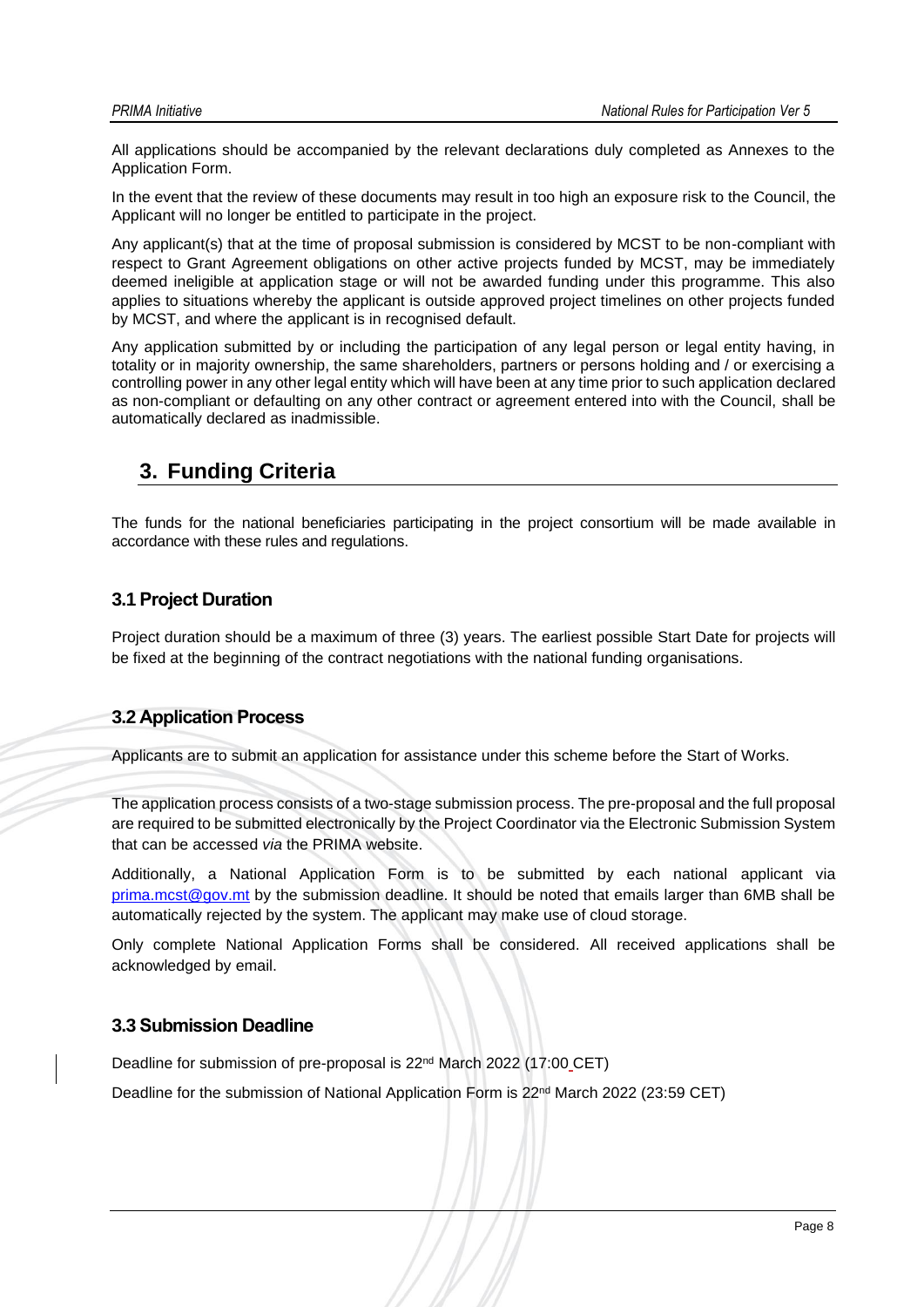All applications should be accompanied by the relevant declarations duly completed as Annexes to the Application Form.

In the event that the review of these documents may result in too high an exposure risk to the Council, the Applicant will no longer be entitled to participate in the project.

Any applicant(s) that at the time of proposal submission is considered by MCST to be non-compliant with respect to Grant Agreement obligations on other active projects funded by MCST, may be immediately deemed ineligible at application stage or will not be awarded funding under this programme. This also applies to situations whereby the applicant is outside approved project timelines on other projects funded by MCST, and where the applicant is in recognised default.

Any application submitted by or including the participation of any legal person or legal entity having, in totality or in majority ownership, the same shareholders, partners or persons holding and / or exercising a controlling power in any other legal entity which will have been at any time prior to such application declared as non-compliant or defaulting on any other contract or agreement entered into with the Council, shall be automatically declared as inadmissible.

# 3. Funding Criteria

The funds for the national beneficiaries participating in the project consortium will be made available in accordance with these rules and regulations.

## 3.1 Project Duration

Project duration should be a maximum of three (3) years. The earliest possible Start Date for projects will be fixed at the beginning of the contract negotiations with the national funding organisations.

## 3.2 Application Process

Applicants are to submit an application for assistance under this scheme before the Start of Works.

The application process consists of a two-stage submission process. The pre-proposal and the full proposal are required to be submitted electronically by the Project Coordinator via the Electronic Submission System that can be accessed *via* the PRIMA website.

Additionally, a National Application Form is to be submitted by each national applicant via prima.mcst@gov.mt by the submission deadline. It should be noted that emails larger than 6MB shall be automatically rejected by the system. The applicant may make use of cloud storage.

Only complete National Application Forms shall be considered. All received applications shall be acknowledged by email.

## 3.3 Submission Deadline

Deadline for submission of pre-proposal is 22nd March 2022 (17:00 CET)

Deadline for the submission of National Application Form is 22nd March 2022 (23:59 CET)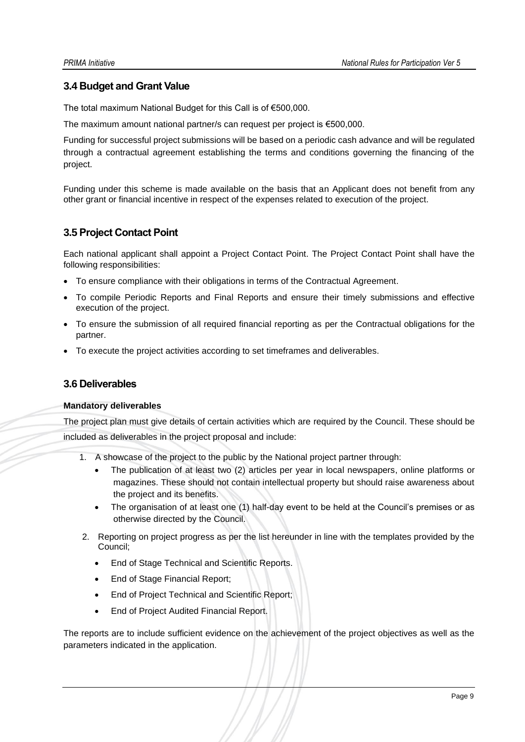## 3.4 Budget and Grant Value

The total maximum National Budget for this Call is of €500,000.

The maximum amount national partner/s can request per project is €500,000.

Funding for successful project submissions will be based on a periodic cash advance and will be regulated through a contractual agreement establishing the terms and conditions governing the financing of the project.

Funding under this scheme is made available on the basis that an Applicant does not benefit from any other grant or financial incentive in respect of the expenses related to execution of the project.

## 3.5 Project Contact Point

Each national applicant shall appoint a Project Contact Point. The Project Contact Point shall have the following responsibilities:

- To ensure compliance with their obligations in terms of the Contractual Agreement.
- To compile Periodic Reports and Final Reports and ensure their timely submissions and effective execution of the project.
- To ensure the submission of all required financial reporting as per the Contractual obligations for the partner.
- To execute the project activities according to set timeframes and deliverables.

## 3.6 Deliverables

**Mandatory deliverables**

The project plan must give details of certain activities which are required by the Council. These should be included as deliverables in the project proposal and include:

1. A showcase of the project to the public by the National project partner through:
   - The publication of at least two (2) articles per year in local newspapers, online platforms or magazines. These should not contain intellectual property but should raise awareness about the project and its benefits.
   - The organisation of at least one (1) half-day event to be held at the Council's premises or as otherwise directed by the Council.
2. Reporting on project progress as per the list hereunder in line with the templates provided by the Council;
   - End of Stage Technical and Scientific Reports.
   - End of Stage Financial Report;
   - End of Project Technical and Scientific Report;
   - End of Project Audited Financial Report.

The reports are to include sufficient evidence on the achievement of the project objectives as well as the parameters indicated in the application.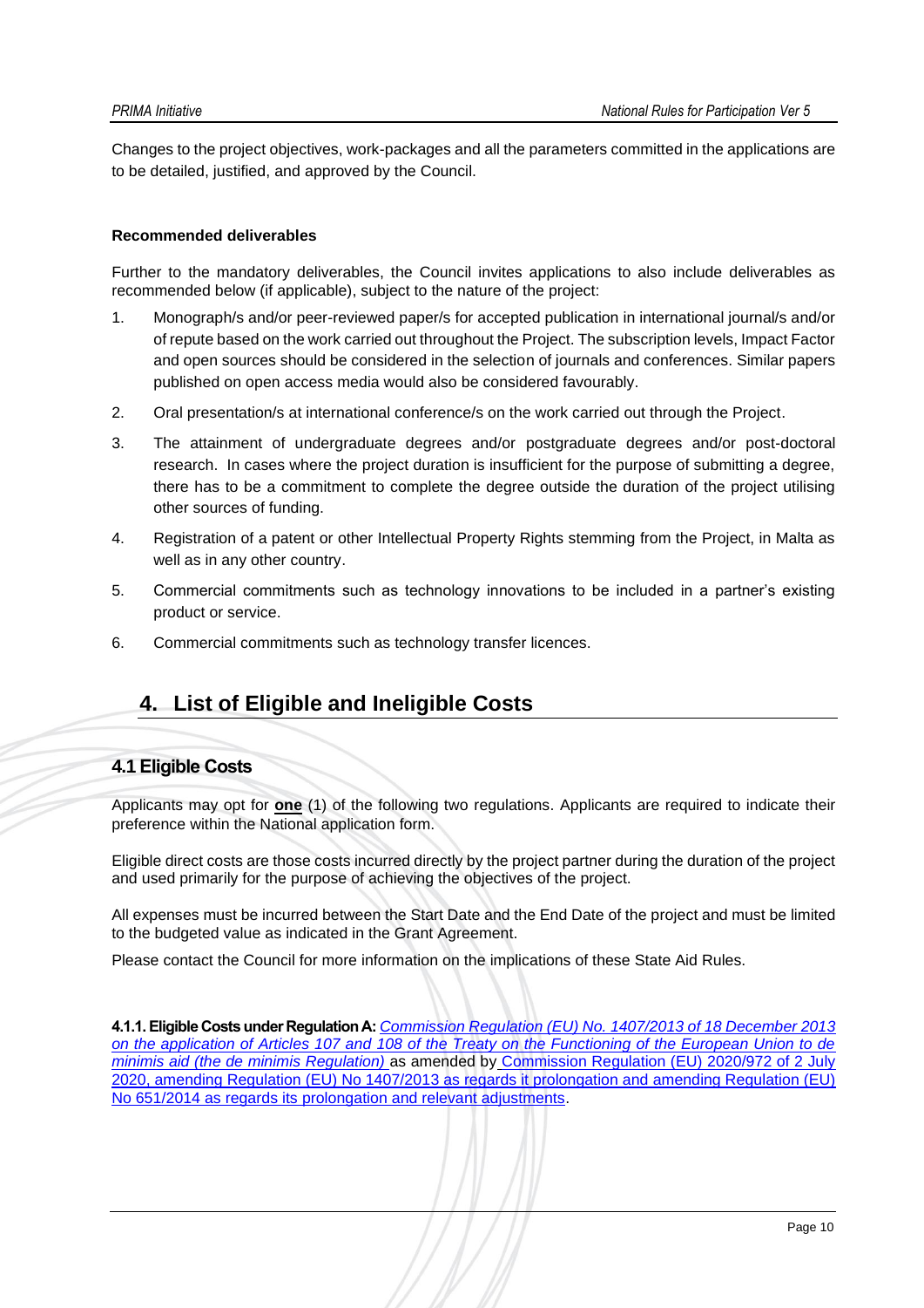Changes to the project objectives, work-packages and all the parameters committed in the applications are to be detailed, justified, and approved by the Council.

**Recommended deliverables**

Further to the mandatory deliverables, the Council invites applications to also include deliverables as recommended below (if applicable), subject to the nature of the project:

1. Monograph/s and/or peer-reviewed paper/s for accepted publication in international journal/s and/or of repute based on the work carried out throughout the Project. The subscription levels, Impact Factor and open sources should be considered in the selection of journals and conferences. Similar papers published on open access media would also be considered favourably.
2. Oral presentation/s at international conference/s on the work carried out through the Project.
3. The attainment of undergraduate degrees and/or postgraduate degrees and/or post-doctoral research. In cases where the project duration is insufficient for the purpose of submitting a degree, there has to be a commitment to complete the degree outside the duration of the project utilising other sources of funding.
4. Registration of a patent or other Intellectual Property Rights stemming from the Project, in Malta as well as in any other country.
5. Commercial commitments such as technology innovations to be included in a partner's existing product or service.
6. Commercial commitments such as technology transfer licences.

# 4. List of Eligible and Ineligible Costs

## 4.1 Eligible Costs

Applicants may opt for **one** (1) of the following two regulations. Applicants are required to indicate their preference within the National application form.

Eligible direct costs are those costs incurred directly by the project partner during the duration of the project and used primarily for the purpose of achieving the objectives of the project.

All expenses must be incurred between the Start Date and the End Date of the project and must be limited to the budgeted value as indicated in the Grant Agreement.

Please contact the Council for more information on the implications of these State Aid Rules.

**4.1.1. Eligible Costs under Regulation A:** *Commission Regulation (EU) No. 1407/2013 of 18 December 2013 on the application of Articles 107 and 108 of the Treaty on the Functioning of the European Union to de minimis aid (the de minimis Regulation)* as amended by Commission Regulation (EU) 2020/972 of 2 July 2020, amending Regulation (EU) No 1407/2013 as regards it prolongation and amending Regulation (EU) No 651/2014 as regards its prolongation and relevant adjustments.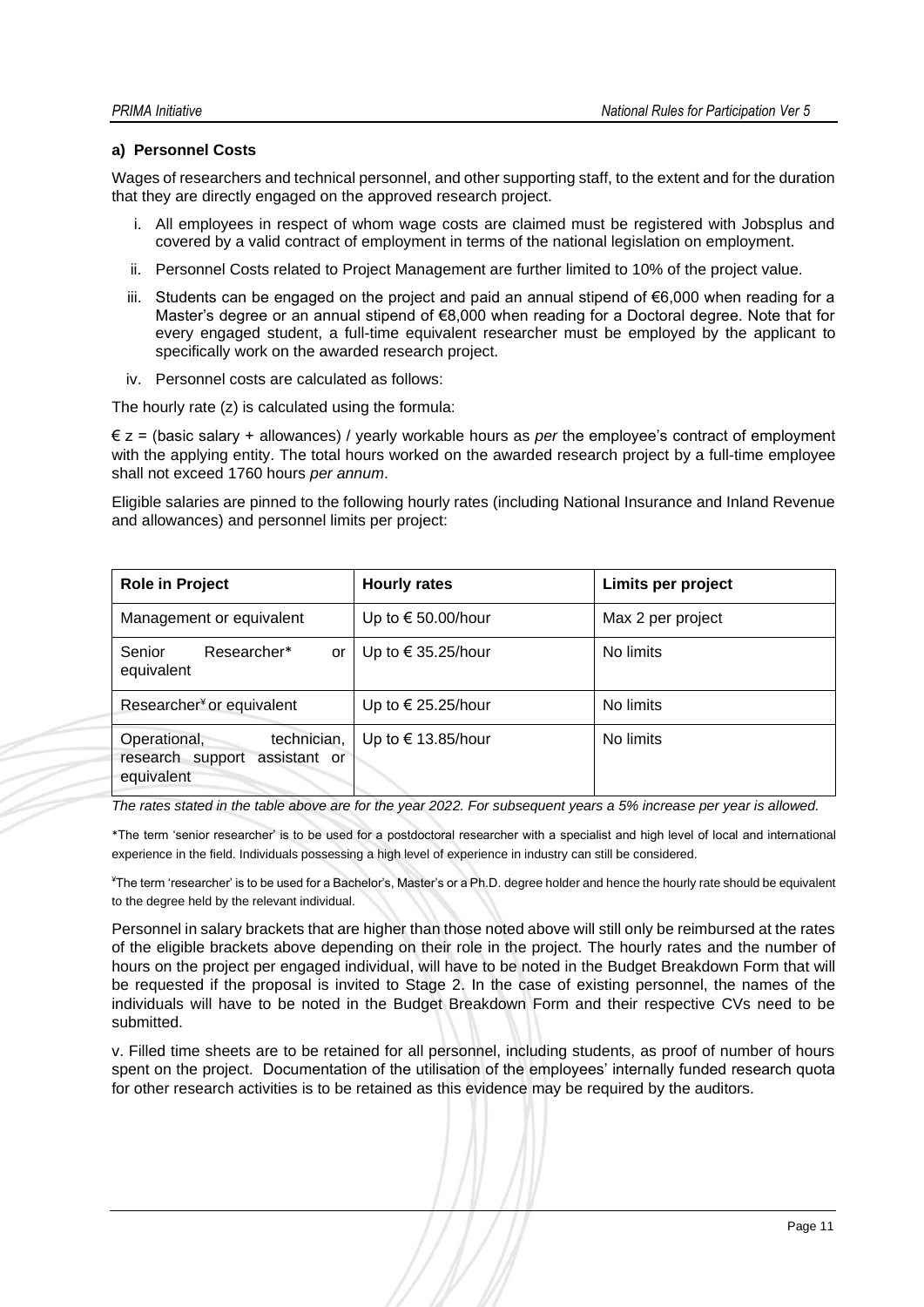**a) Personnel Costs**

Wages of researchers and technical personnel, and other supporting staff, to the extent and for the duration that they are directly engaged on the approved research project.

i. All employees in respect of whom wage costs are claimed must be registered with Jobsplus and covered by a valid contract of employment in terms of the national legislation on employment.

ii. Personnel Costs related to Project Management are further limited to 10% of the project value.

iii. Students can be engaged on the project and paid an annual stipend of €6,000 when reading for a Master's degree or an annual stipend of €8,000 when reading for a Doctoral degree. Note that for every engaged student, a full-time equivalent researcher must be employed by the applicant to specifically work on the awarded research project.

iv. Personnel costs are calculated as follows:

The hourly rate (z) is calculated using the formula:

€ z = (basic salary + allowances) / yearly workable hours as *per* the employee's contract of employment with the applying entity. The total hours worked on the awarded research project by a full-time employee shall not exceed 1760 hours *per annum*.

Eligible salaries are pinned to the following hourly rates (including National Insurance and Inland Revenue and allowances) and personnel limits per project:

| **Role in Project** | **Hourly rates** | **Limits per project** |
|---|---|---|
| Management or equivalent | Up to € 50.00/hour | Max 2 per project |
| Senior Researcher* or equivalent | Up to € 35.25/hour | No limits |
| Researcher¥ or equivalent | Up to € 25.25/hour | No limits |
| Operational, technician, research support assistant or equivalent | Up to € 13.85/hour | No limits |

*The rates stated in the table above are for the year 2022. For subsequent years a 5% increase per year is allowed.*

*The term 'senior researcher' is to be used for a postdoctoral researcher with a specialist and high level of local and international experience in the field. Individuals possessing a high level of experience in industry can still be considered.

¥The term 'researcher' is to be used for a Bachelor's, Master's or a Ph.D. degree holder and hence the hourly rate should be equivalent to the degree held by the relevant individual.

Personnel in salary brackets that are higher than those noted above will still only be reimbursed at the rates of the eligible brackets above depending on their role in the project. The hourly rates and the number of hours on the project per engaged individual, will have to be noted in the Budget Breakdown Form that will be requested if the proposal is invited to Stage 2. In the case of existing personnel, the names of the individuals will have to be noted in the Budget Breakdown Form and their respective CVs need to be submitted.

v. Filled time sheets are to be retained for all personnel, including students, as proof of number of hours spent on the project. Documentation of the utilisation of the employees' internally funded research quota for other research activities is to be retained as this evidence may be required by the auditors.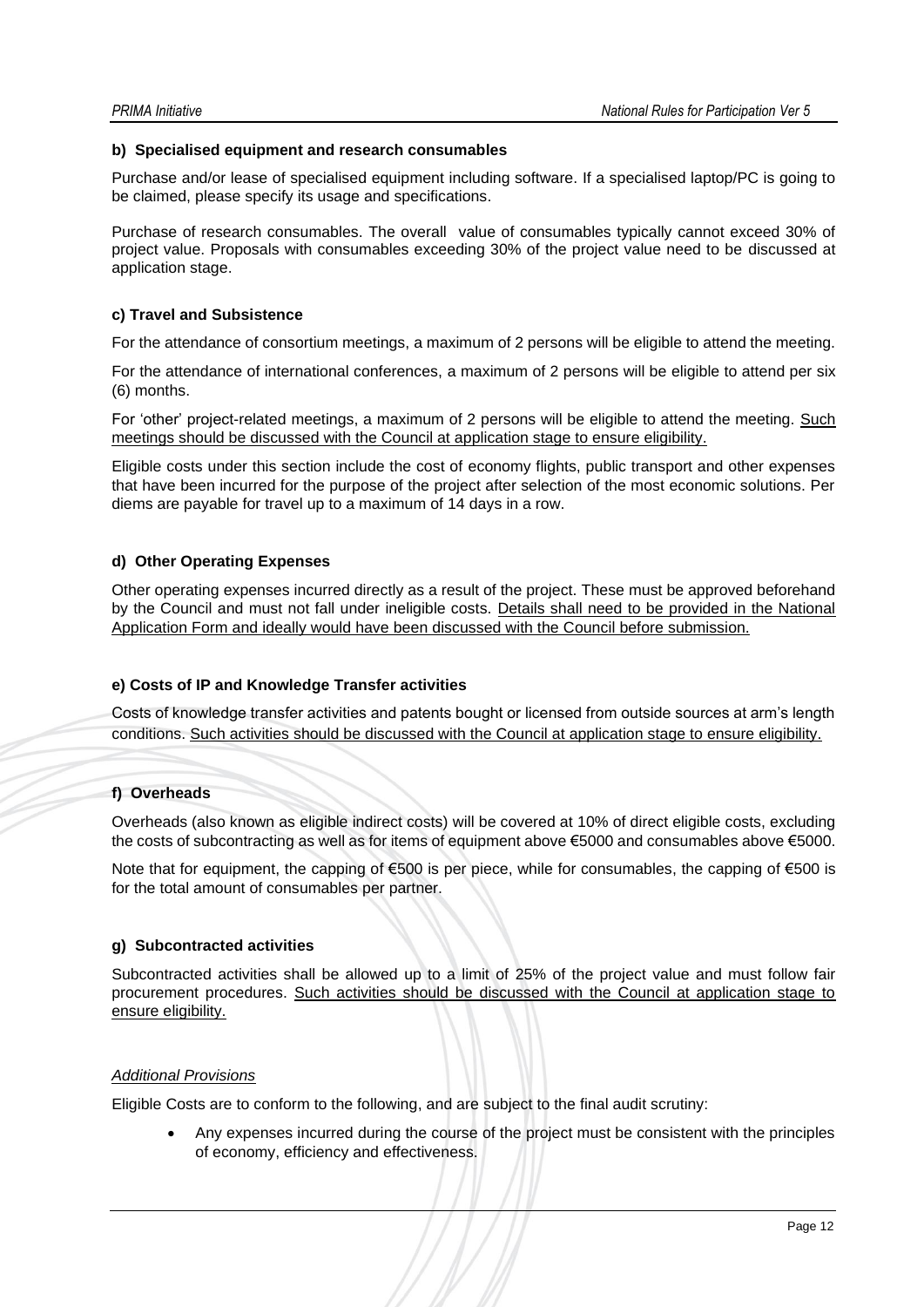#### b) Specialised equipment and research consumables

Purchase and/or lease of specialised equipment including software. If a specialised laptop/PC is going to be claimed, please specify its usage and specifications.

Purchase of research consumables. The overall value of consumables typically cannot exceed 30% of project value. Proposals with consumables exceeding 30% of the project value need to be discussed at application stage.

#### c) Travel and Subsistence

For the attendance of consortium meetings, a maximum of 2 persons will be eligible to attend the meeting.

For the attendance of international conferences, a maximum of 2 persons will be eligible to attend per six (6) months.

For 'other' project-related meetings, a maximum of 2 persons will be eligible to attend the meeting. <u>Such meetings should be discussed with the Council at application stage to ensure eligibility.</u>

Eligible costs under this section include the cost of economy flights, public transport and other expenses that have been incurred for the purpose of the project after selection of the most economic solutions. Per diems are payable for travel up to a maximum of 14 days in a row.

#### d) Other Operating Expenses

Other operating expenses incurred directly as a result of the project. These must be approved beforehand by the Council and must not fall under ineligible costs. <u>Details shall need to be provided in the National Application Form and ideally would have been discussed with the Council before submission.</u>

#### e) Costs of IP and Knowledge Transfer activities

Costs of knowledge transfer activities and patents bought or licensed from outside sources at arm's length conditions. <u>Such activities should be discussed with the Council at application stage to ensure eligibility.</u>

#### f) Overheads

Overheads (also known as eligible indirect costs) will be covered at 10% of direct eligible costs, excluding the costs of subcontracting as well as for items of equipment above €5000 and consumables above €5000.

Note that for equipment, the capping of €500 is per piece, while for consumables, the capping of €500 is for the total amount of consumables per partner.

#### g) Subcontracted activities

Subcontracted activities shall be allowed up to a limit of 25% of the project value and must follow fair procurement procedures. <u>Such activities should be discussed with the Council at application stage to ensure eligibility.</u>

*<u>Additional Provisions</u>*

Eligible Costs are to conform to the following, and are subject to the final audit scrutiny:

- Any expenses incurred during the course of the project must be consistent with the principles of economy, efficiency and effectiveness.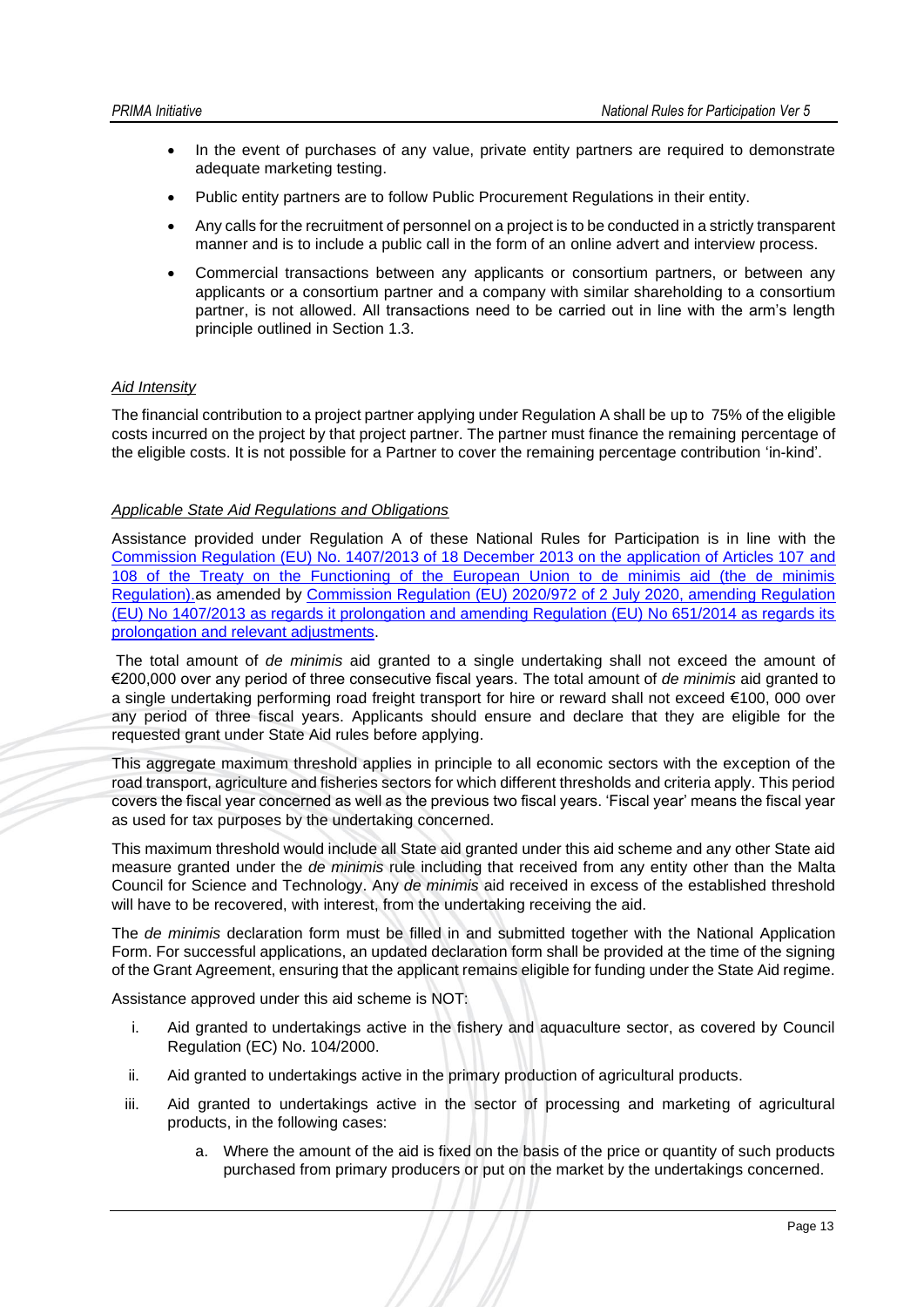- In the event of purchases of any value, private entity partners are required to demonstrate adequate marketing testing.
- Public entity partners are to follow Public Procurement Regulations in their entity.
- Any calls for the recruitment of personnel on a project is to be conducted in a strictly transparent manner and is to include a public call in the form of an online advert and interview process.
- Commercial transactions between any applicants or consortium partners, or between any applicants or a consortium partner and a company with similar shareholding to a consortium partner, is not allowed. All transactions need to be carried out in line with the arm's length principle outlined in Section 1.3.

*Aid Intensity*

The financial contribution to a project partner applying under Regulation A shall be up to 75% of the eligible costs incurred on the project by that project partner. The partner must finance the remaining percentage of the eligible costs. It is not possible for a Partner to cover the remaining percentage contribution 'in-kind'.

*Applicable State Aid Regulations and Obligations*

Assistance provided under Regulation A of these National Rules for Participation is in line with the Commission Regulation (EU) No. 1407/2013 of 18 December 2013 on the application of Articles 107 and 108 of the Treaty on the Functioning of the European Union to de minimis aid (the de minimis Regulation).as amended by Commission Regulation (EU) 2020/972 of 2 July 2020, amending Regulation (EU) No 1407/2013 as regards it prolongation and amending Regulation (EU) No 651/2014 as regards its prolongation and relevant adjustments.

The total amount of *de minimis* aid granted to a single undertaking shall not exceed the amount of €200,000 over any period of three consecutive fiscal years. The total amount of *de minimis* aid granted to a single undertaking performing road freight transport for hire or reward shall not exceed €100, 000 over any period of three fiscal years. Applicants should ensure and declare that they are eligible for the requested grant under State Aid rules before applying.

This aggregate maximum threshold applies in principle to all economic sectors with the exception of the road transport, agriculture and fisheries sectors for which different thresholds and criteria apply. This period covers the fiscal year concerned as well as the previous two fiscal years. 'Fiscal year' means the fiscal year as used for tax purposes by the undertaking concerned.

This maximum threshold would include all State aid granted under this aid scheme and any other State aid measure granted under the *de minimis* rule including that received from any entity other than the Malta Council for Science and Technology. Any *de minimis* aid received in excess of the established threshold will have to be recovered, with interest, from the undertaking receiving the aid.

The *de minimis* declaration form must be filled in and submitted together with the National Application Form. For successful applications, an updated declaration form shall be provided at the time of the signing of the Grant Agreement, ensuring that the applicant remains eligible for funding under the State Aid regime.

Assistance approved under this aid scheme is NOT:

i. Aid granted to undertakings active in the fishery and aquaculture sector, as covered by Council Regulation (EC) No. 104/2000.

ii. Aid granted to undertakings active in the primary production of agricultural products.

iii. Aid granted to undertakings active in the sector of processing and marketing of agricultural products, in the following cases:

   a. Where the amount of the aid is fixed on the basis of the price or quantity of such products purchased from primary producers or put on the market by the undertakings concerned.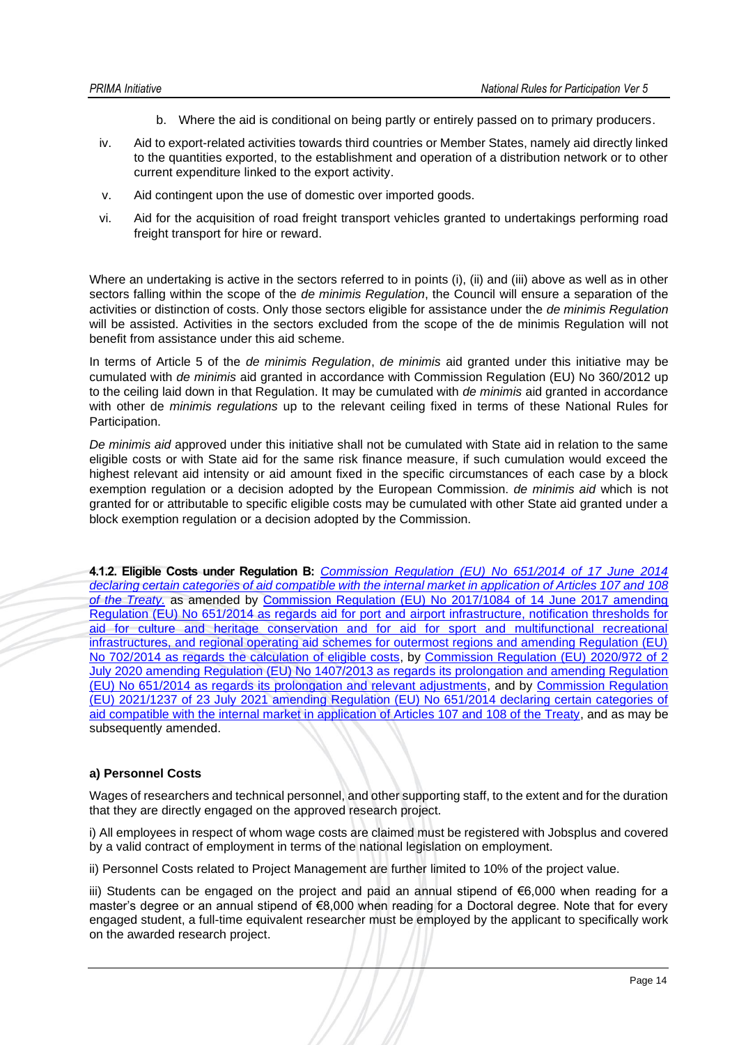b. Where the aid is conditional on being partly or entirely passed on to primary producers.

iv. Aid to export-related activities towards third countries or Member States, namely aid directly linked to the quantities exported, to the establishment and operation of a distribution network or to other current expenditure linked to the export activity.

v. Aid contingent upon the use of domestic over imported goods.

vi. Aid for the acquisition of road freight transport vehicles granted to undertakings performing road freight transport for hire or reward.

Where an undertaking is active in the sectors referred to in points (i), (ii) and (iii) above as well as in other sectors falling within the scope of the *de minimis Regulation*, the Council will ensure a separation of the activities or distinction of costs. Only those sectors eligible for assistance under the *de minimis Regulation* will be assisted. Activities in the sectors excluded from the scope of the de minimis Regulation will not benefit from assistance under this aid scheme.

In terms of Article 5 of the *de minimis Regulation*, *de minimis* aid granted under this initiative may be cumulated with *de minimis* aid granted in accordance with Commission Regulation (EU) No 360/2012 up to the ceiling laid down in that Regulation. It may be cumulated with *de minimis* aid granted in accordance with other de *minimis regulations* up to the relevant ceiling fixed in terms of these National Rules for Participation.

*De minimis aid* approved under this initiative shall not be cumulated with State aid in relation to the same eligible costs or with State aid for the same risk finance measure, if such cumulation would exceed the highest relevant aid intensity or aid amount fixed in the specific circumstances of each case by a block exemption regulation or a decision adopted by the European Commission. *de minimis aid* which is not granted for or attributable to specific eligible costs may be cumulated with other State aid granted under a block exemption regulation or a decision adopted by the Commission.

**4.1.2. Eligible Costs under Regulation B:** *Commission Regulation (EU) No 651/2014 of 17 June 2014 declaring certain categories of aid compatible with the internal market in application of Articles 107 and 108 of the Treaty.* as amended by Commission Regulation (EU) No 2017/1084 of 14 June 2017 amending Regulation (EU) No 651/2014 as regards aid for port and airport infrastructure, notification thresholds for aid for culture and heritage conservation and for aid for sport and multifunctional recreational infrastructures, and regional operating aid schemes for outermost regions and amending Regulation (EU) No 702/2014 as regards the calculation of eligible costs, by Commission Regulation (EU) 2020/972 of 2 July 2020 amending Regulation (EU) No 1407/2013 as regards its prolongation and amending Regulation (EU) No 651/2014 as regards its prolongation and relevant adjustments, and by Commission Regulation (EU) 2021/1237 of 23 July 2021 amending Regulation (EU) No 651/2014 declaring certain categories of aid compatible with the internal market in application of Articles 107 and 108 of the Treaty, and as may be subsequently amended.

**a) Personnel Costs**

Wages of researchers and technical personnel, and other supporting staff, to the extent and for the duration that they are directly engaged on the approved research project.

i) All employees in respect of whom wage costs are claimed must be registered with Jobsplus and covered by a valid contract of employment in terms of the national legislation on employment.

ii) Personnel Costs related to Project Management are further limited to 10% of the project value.

iii) Students can be engaged on the project and paid an annual stipend of €6,000 when reading for a master's degree or an annual stipend of €8,000 when reading for a Doctoral degree. Note that for every engaged student, a full-time equivalent researcher must be employed by the applicant to specifically work on the awarded research project.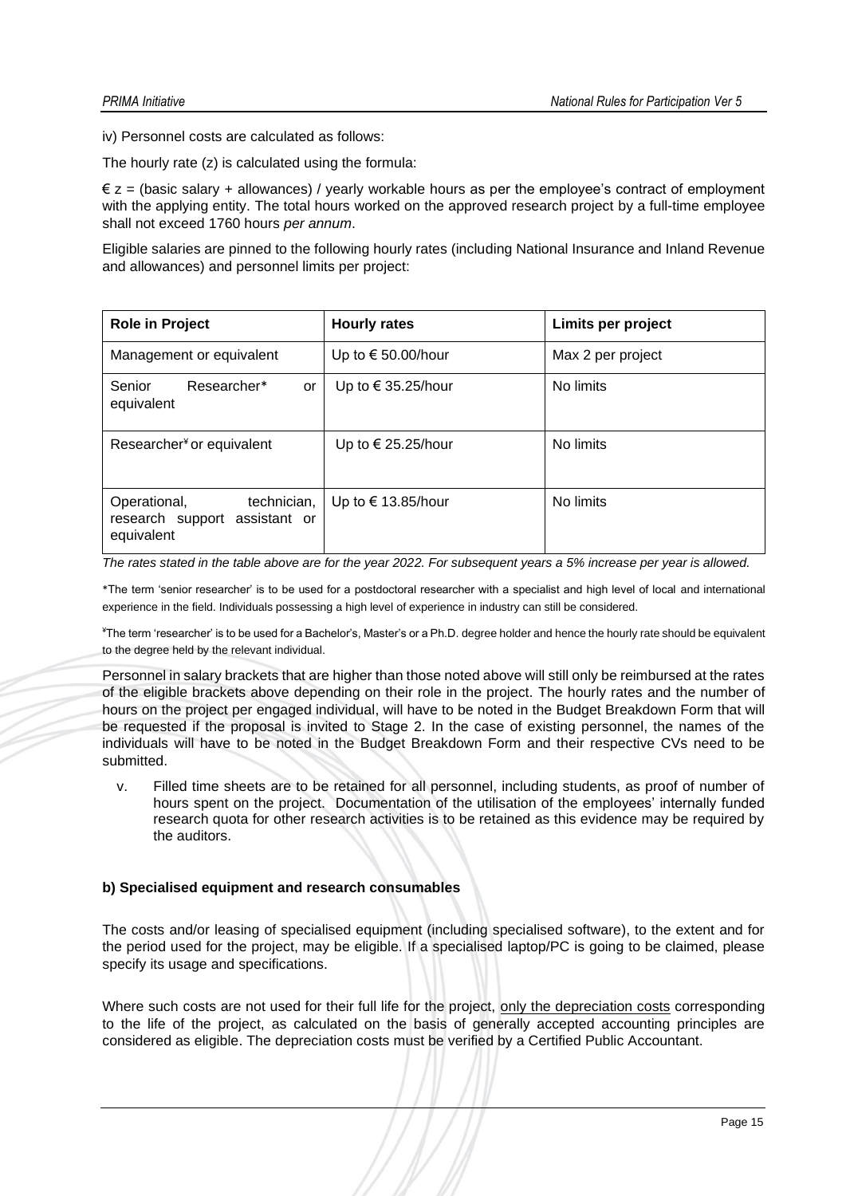iv) Personnel costs are calculated as follows:

The hourly rate (z) is calculated using the formula:

€ z = (basic salary + allowances) / yearly workable hours as per the employee's contract of employment with the applying entity. The total hours worked on the approved research project by a full-time employee shall not exceed 1760 hours *per annum*.

Eligible salaries are pinned to the following hourly rates (including National Insurance and Inland Revenue and allowances) and personnel limits per project:

| Role in Project | Hourly rates | Limits per project |
| --- | --- | --- |
| Management or equivalent | Up to € 50.00/hour | Max 2 per project |
| Senior Researcher* or equivalent | Up to € 35.25/hour | No limits |
| Researcher¥ or equivalent | Up to € 25.25/hour | No limits |
| Operational, technician, research support assistant or equivalent | Up to € 13.85/hour | No limits |

*The rates stated in the table above are for the year 2022. For subsequent years a 5% increase per year is allowed.*

*The term 'senior researcher' is to be used for a postdoctoral researcher with a specialist and high level of local and international experience in the field. Individuals possessing a high level of experience in industry can still be considered.

¥The term 'researcher' is to be used for a Bachelor's, Master's or a Ph.D. degree holder and hence the hourly rate should be equivalent to the degree held by the relevant individual.

Personnel in salary brackets that are higher than those noted above will still only be reimbursed at the rates of the eligible brackets above depending on their role in the project. The hourly rates and the number of hours on the project per engaged individual, will have to be noted in the Budget Breakdown Form that will be requested if the proposal is invited to Stage 2. In the case of existing personnel, the names of the individuals will have to be noted in the Budget Breakdown Form and their respective CVs need to be submitted.

v. Filled time sheets are to be retained for all personnel, including students, as proof of number of hours spent on the project. Documentation of the utilisation of the employees' internally funded research quota for other research activities is to be retained as this evidence may be required by the auditors.

**b) Specialised equipment and research consumables**

The costs and/or leasing of specialised equipment (including specialised software), to the extent and for the period used for the project, may be eligible. If a specialised laptop/PC is going to be claimed, please specify its usage and specifications.

Where such costs are not used for their full life for the project, only the depreciation costs corresponding to the life of the project, as calculated on the basis of generally accepted accounting principles are considered as eligible. The depreciation costs must be verified by a Certified Public Accountant.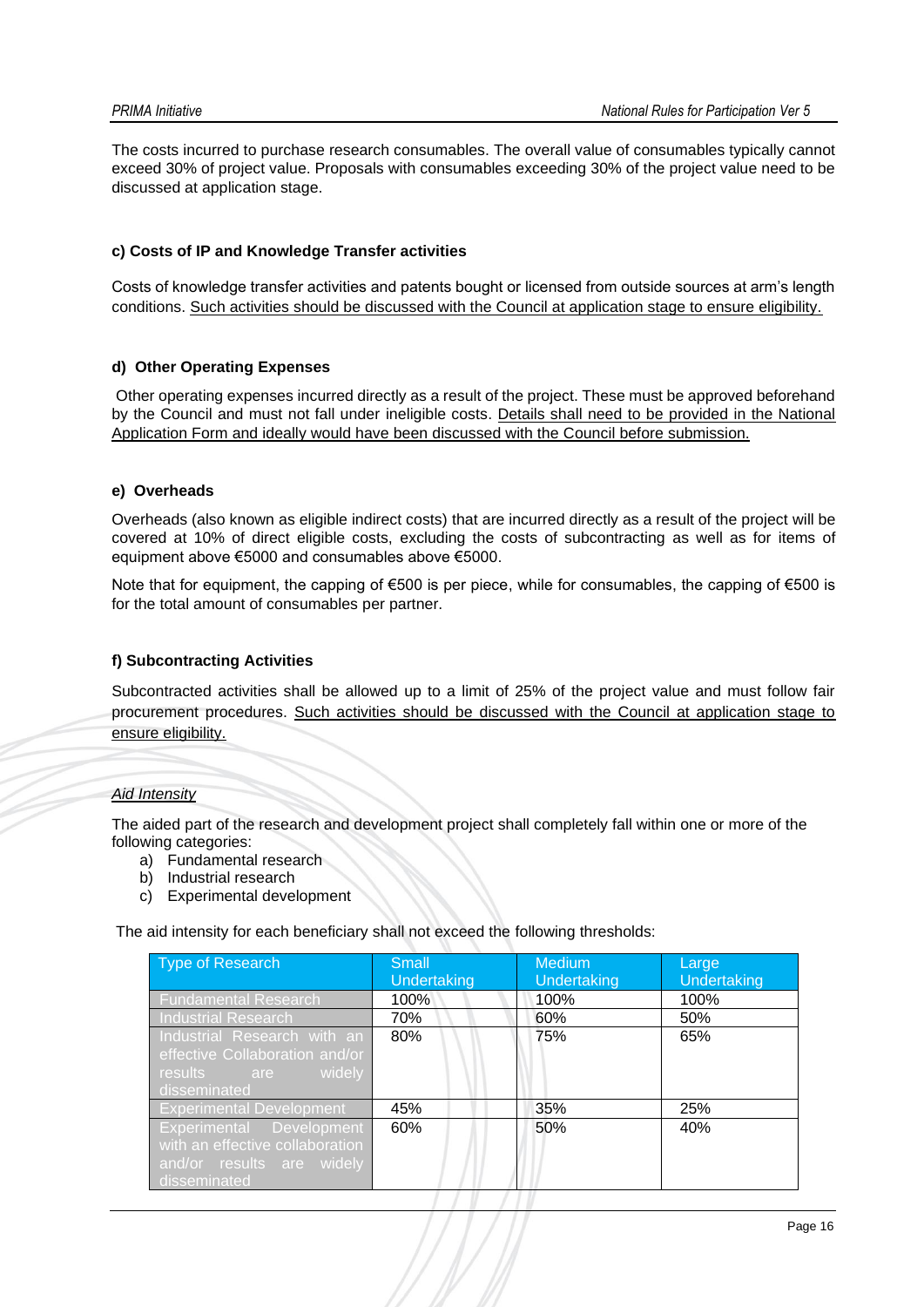The costs incurred to purchase research consumables. The overall value of consumables typically cannot exceed 30% of project value. Proposals with consumables exceeding 30% of the project value need to be discussed at application stage.

#### c) Costs of IP and Knowledge Transfer activities

Costs of knowledge transfer activities and patents bought or licensed from outside sources at arm's length conditions. Such activities should be discussed with the Council at application stage to ensure eligibility.

#### d) Other Operating Expenses

Other operating expenses incurred directly as a result of the project. These must be approved beforehand by the Council and must not fall under ineligible costs. Details shall need to be provided in the National Application Form and ideally would have been discussed with the Council before submission.

#### e) Overheads

Overheads (also known as eligible indirect costs) that are incurred directly as a result of the project will be covered at 10% of direct eligible costs, excluding the costs of subcontracting as well as for items of equipment above €5000 and consumables above €5000.

Note that for equipment, the capping of €500 is per piece, while for consumables, the capping of €500 is for the total amount of consumables per partner.

#### f) Subcontracting Activities

Subcontracted activities shall be allowed up to a limit of 25% of the project value and must follow fair procurement procedures. Such activities should be discussed with the Council at application stage to ensure eligibility.

*Aid Intensity*

The aided part of the research and development project shall completely fall within one or more of the following categories:

a) Fundamental research
b) Industrial research
c) Experimental development

The aid intensity for each beneficiary shall not exceed the following thresholds:

| Type of Research | Small Undertaking | Medium Undertaking | Large Undertaking |
|---|---|---|---|
| Fundamental Research | 100% | 100% | 100% |
| Industrial Research | 70% | 60% | 50% |
| Industrial Research with an effective Collaboration and/or results are widely disseminated | 80% | 75% | 65% |
| Experimental Development | 45% | 35% | 25% |
| Experimental Development with an effective collaboration and/or results are widely disseminated | 60% | 50% | 40% |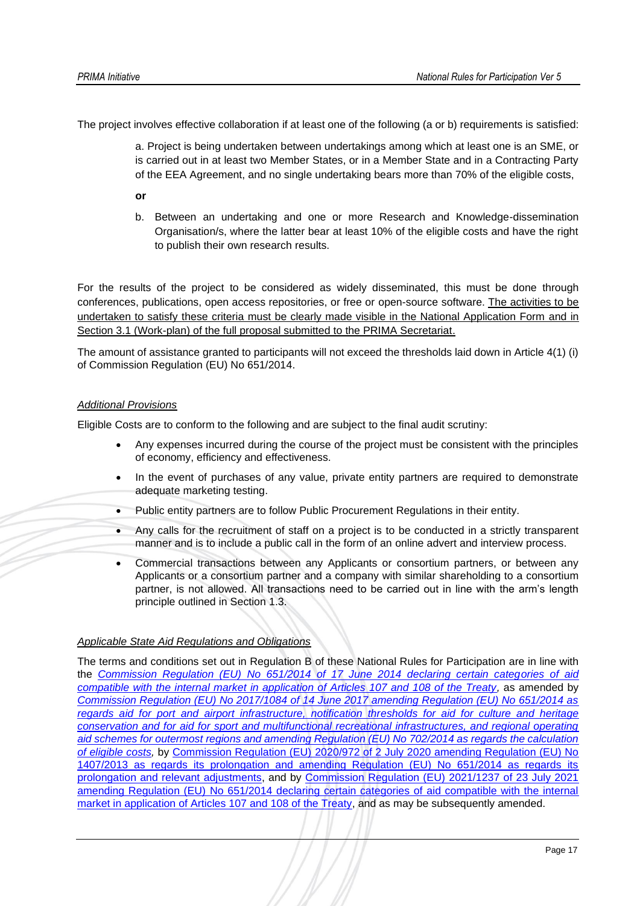The project involves effective collaboration if at least one of the following (a or b) requirements is satisfied:

> a. Project is being undertaken between undertakings among which at least one is an SME, or is carried out in at least two Member States, or in a Member State and in a Contracting Party of the EEA Agreement, and no single undertaking bears more than 70% of the eligible costs,
>
> **or**
>
> b. Between an undertaking and one or more Research and Knowledge-dissemination Organisation/s, where the latter bear at least 10% of the eligible costs and have the right to publish their own research results.

For the results of the project to be considered as widely disseminated, this must be done through conferences, publications, open access repositories, or free or open-source software. <u>The activities to be undertaken to satisfy these criteria must be clearly made visible in the National Application Form and in Section 3.1 (Work-plan) of the full proposal submitted to the PRIMA Secretariat.</u>

The amount of assistance granted to participants will not exceed the thresholds laid down in Article 4(1) (i) of Commission Regulation (EU) No 651/2014.

*<u>Additional Provisions</u>*

Eligible Costs are to conform to the following and are subject to the final audit scrutiny:

- Any expenses incurred during the course of the project must be consistent with the principles of economy, efficiency and effectiveness.
- In the event of purchases of any value, private entity partners are required to demonstrate adequate marketing testing.
- Public entity partners are to follow Public Procurement Regulations in their entity.
- Any calls for the recruitment of staff on a project is to be conducted in a strictly transparent manner and is to include a public call in the form of an online advert and interview process.
- Commercial transactions between any Applicants or consortium partners, or between any Applicants or a consortium partner and a company with similar shareholding to a consortium partner, is not allowed. All transactions need to be carried out in line with the arm's length principle outlined in Section 1.3.

*<u>Applicable State Aid Regulations and Obligations</u>*

The terms and conditions set out in Regulation B of these National Rules for Participation are in line with the *Commission Regulation (EU) No 651/2014 of 17 June 2014 declaring certain categories of aid compatible with the internal market in application of Articles 107 and 108 of the Treaty*, as amended by *Commission Regulation (EU) No 2017/1084 of 14 June 2017 amending Regulation (EU) No 651/2014 as regards aid for port and airport infrastructure, notification thresholds for aid for culture and heritage conservation and for aid for sport and multifunctional recreational infrastructures, and regional operating aid schemes for outermost regions and amending Regulation (EU) No 702/2014 as regards the calculation of eligible costs,* by Commission Regulation (EU) 2020/972 of 2 July 2020 amending Regulation (EU) No 1407/2013 as regards its prolongation and amending Regulation (EU) No 651/2014 as regards its prolongation and relevant adjustments, and by Commission Regulation (EU) 2021/1237 of 23 July 2021 amending Regulation (EU) No 651/2014 declaring certain categories of aid compatible with the internal market in application of Articles 107 and 108 of the Treaty, and as may be subsequently amended.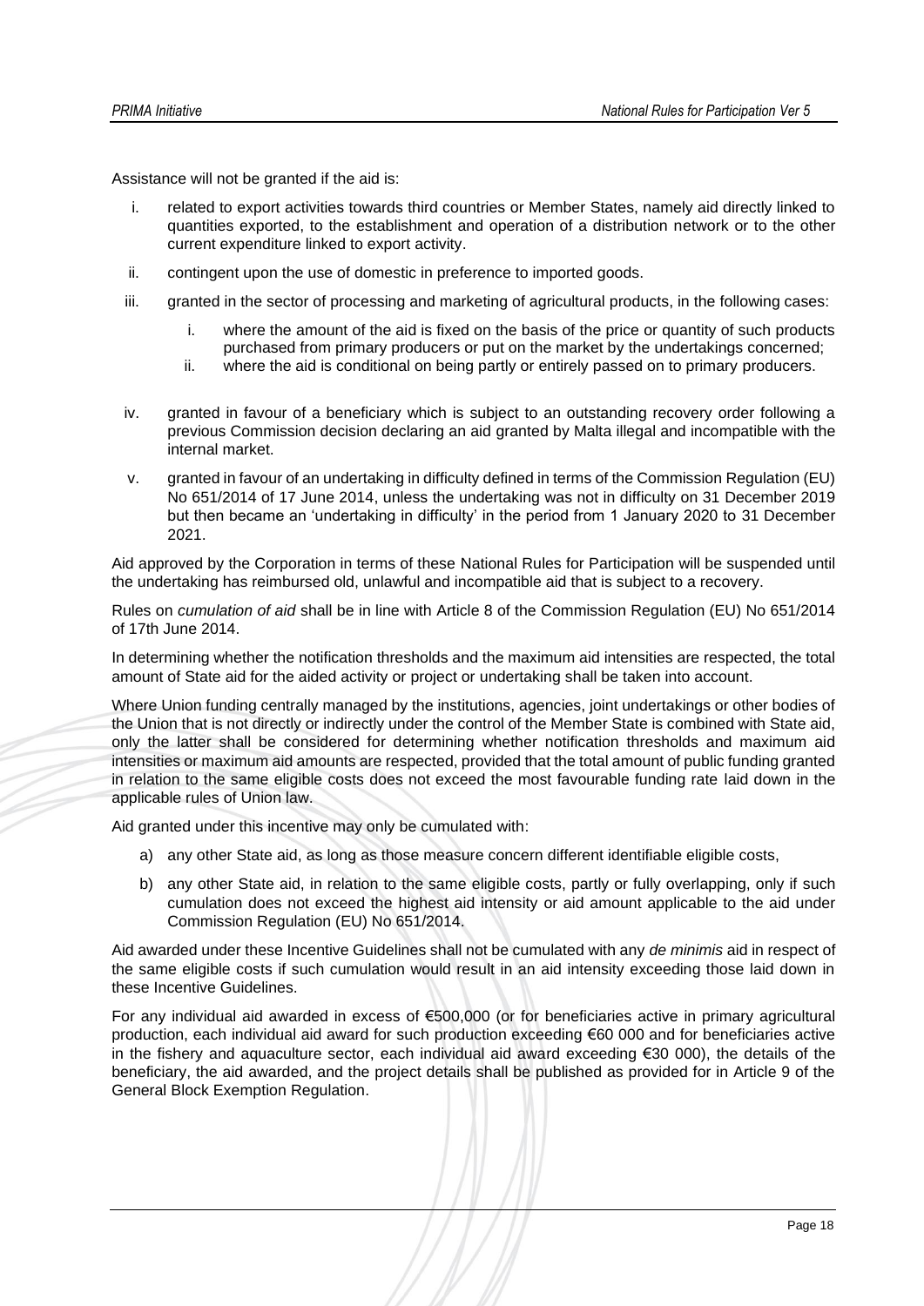Assistance will not be granted if the aid is:

i. related to export activities towards third countries or Member States, namely aid directly linked to quantities exported, to the establishment and operation of a distribution network or to the other current expenditure linked to export activity.

ii. contingent upon the use of domestic in preference to imported goods.

iii. granted in the sector of processing and marketing of agricultural products, in the following cases:

   i. where the amount of the aid is fixed on the basis of the price or quantity of such products purchased from primary producers or put on the market by the undertakings concerned;

   ii. where the aid is conditional on being partly or entirely passed on to primary producers.

iv. granted in favour of a beneficiary which is subject to an outstanding recovery order following a previous Commission decision declaring an aid granted by Malta illegal and incompatible with the internal market.

v. granted in favour of an undertaking in difficulty defined in terms of the Commission Regulation (EU) No 651/2014 of 17 June 2014, unless the undertaking was not in difficulty on 31 December 2019 but then became an 'undertaking in difficulty' in the period from 1 January 2020 to 31 December 2021.

Aid approved by the Corporation in terms of these National Rules for Participation will be suspended until the undertaking has reimbursed old, unlawful and incompatible aid that is subject to a recovery.

Rules on *cumulation of aid* shall be in line with Article 8 of the Commission Regulation (EU) No 651/2014 of 17th June 2014.

In determining whether the notification thresholds and the maximum aid intensities are respected, the total amount of State aid for the aided activity or project or undertaking shall be taken into account.

Where Union funding centrally managed by the institutions, agencies, joint undertakings or other bodies of the Union that is not directly or indirectly under the control of the Member State is combined with State aid, only the latter shall be considered for determining whether notification thresholds and maximum aid intensities or maximum aid amounts are respected, provided that the total amount of public funding granted in relation to the same eligible costs does not exceed the most favourable funding rate laid down in the applicable rules of Union law.

Aid granted under this incentive may only be cumulated with:

a) any other State aid, as long as those measure concern different identifiable eligible costs,

b) any other State aid, in relation to the same eligible costs, partly or fully overlapping, only if such cumulation does not exceed the highest aid intensity or aid amount applicable to the aid under Commission Regulation (EU) No 651/2014.

Aid awarded under these Incentive Guidelines shall not be cumulated with any *de minimis* aid in respect of the same eligible costs if such cumulation would result in an aid intensity exceeding those laid down in these Incentive Guidelines.

For any individual aid awarded in excess of €500,000 (or for beneficiaries active in primary agricultural production, each individual aid award for such production exceeding €60 000 and for beneficiaries active in the fishery and aquaculture sector, each individual aid award exceeding €30 000), the details of the beneficiary, the aid awarded, and the project details shall be published as provided for in Article 9 of the General Block Exemption Regulation.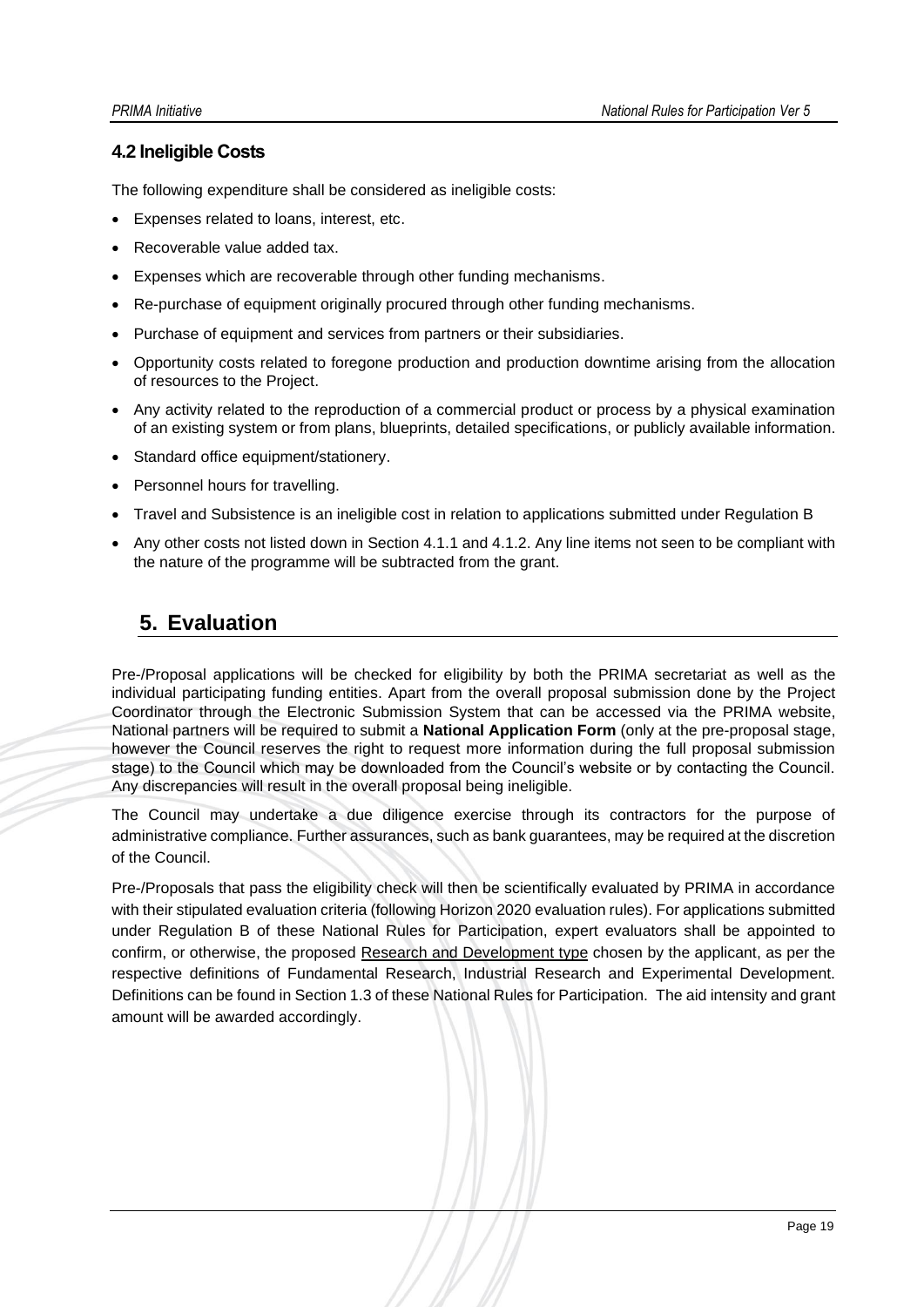### 4.2 Ineligible Costs

The following expenditure shall be considered as ineligible costs:

- Expenses related to loans, interest, etc.
- Recoverable value added tax.
- Expenses which are recoverable through other funding mechanisms.
- Re-purchase of equipment originally procured through other funding mechanisms.
- Purchase of equipment and services from partners or their subsidiaries.
- Opportunity costs related to foregone production and production downtime arising from the allocation of resources to the Project.
- Any activity related to the reproduction of a commercial product or process by a physical examination of an existing system or from plans, blueprints, detailed specifications, or publicly available information.
- Standard office equipment/stationery.
- Personnel hours for travelling.
- Travel and Subsistence is an ineligible cost in relation to applications submitted under Regulation B
- Any other costs not listed down in Section 4.1.1 and 4.1.2. Any line items not seen to be compliant with the nature of the programme will be subtracted from the grant.

## 5. Evaluation

Pre-/Proposal applications will be checked for eligibility by both the PRIMA secretariat as well as the individual participating funding entities. Apart from the overall proposal submission done by the Project Coordinator through the Electronic Submission System that can be accessed via the PRIMA website, National partners will be required to submit a **National Application Form** (only at the pre-proposal stage, however the Council reserves the right to request more information during the full proposal submission stage) to the Council which may be downloaded from the Council's website or by contacting the Council. Any discrepancies will result in the overall proposal being ineligible.

The Council may undertake a due diligence exercise through its contractors for the purpose of administrative compliance. Further assurances, such as bank guarantees, may be required at the discretion of the Council.

Pre-/Proposals that pass the eligibility check will then be scientifically evaluated by PRIMA in accordance with their stipulated evaluation criteria (following Horizon 2020 evaluation rules). For applications submitted under Regulation B of these National Rules for Participation, expert evaluators shall be appointed to confirm, or otherwise, the proposed Research and Development type chosen by the applicant, as per the respective definitions of Fundamental Research, Industrial Research and Experimental Development. Definitions can be found in Section 1.3 of these National Rules for Participation. The aid intensity and grant amount will be awarded accordingly.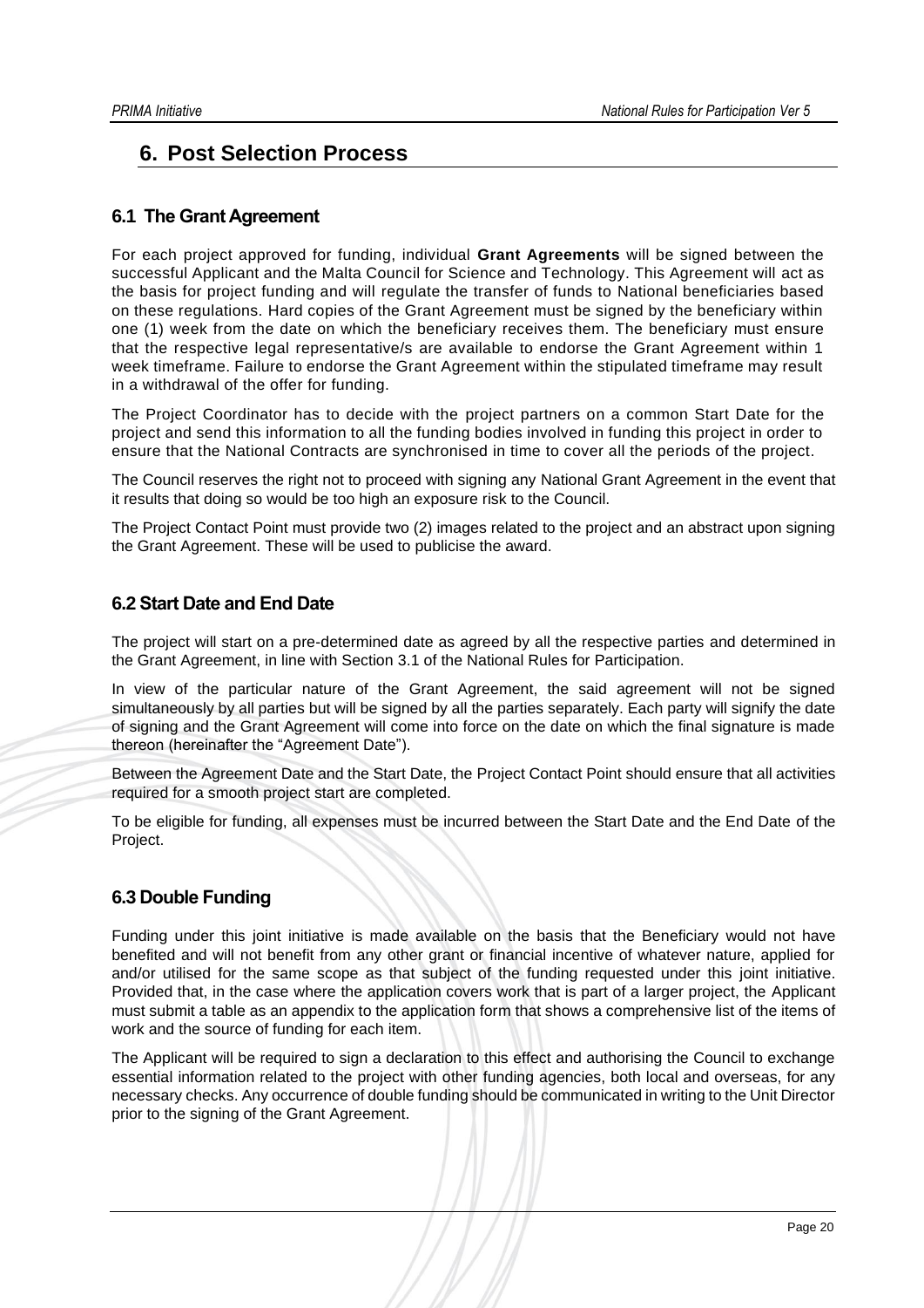# 6. Post Selection Process

## 6.1 The Grant Agreement

For each project approved for funding, individual **Grant Agreements** will be signed between the successful Applicant and the Malta Council for Science and Technology. This Agreement will act as the basis for project funding and will regulate the transfer of funds to National beneficiaries based on these regulations. Hard copies of the Grant Agreement must be signed by the beneficiary within one (1) week from the date on which the beneficiary receives them. The beneficiary must ensure that the respective legal representative/s are available to endorse the Grant Agreement within 1 week timeframe. Failure to endorse the Grant Agreement within the stipulated timeframe may result in a withdrawal of the offer for funding.

The Project Coordinator has to decide with the project partners on a common Start Date for the project and send this information to all the funding bodies involved in funding this project in order to ensure that the National Contracts are synchronised in time to cover all the periods of the project.

The Council reserves the right not to proceed with signing any National Grant Agreement in the event that it results that doing so would be too high an exposure risk to the Council.

The Project Contact Point must provide two (2) images related to the project and an abstract upon signing the Grant Agreement. These will be used to publicise the award.

## 6.2 Start Date and End Date

The project will start on a pre-determined date as agreed by all the respective parties and determined in the Grant Agreement, in line with Section 3.1 of the National Rules for Participation.

In view of the particular nature of the Grant Agreement, the said agreement will not be signed simultaneously by all parties but will be signed by all the parties separately. Each party will signify the date of signing and the Grant Agreement will come into force on the date on which the final signature is made thereon (hereinafter the "Agreement Date").

Between the Agreement Date and the Start Date, the Project Contact Point should ensure that all activities required for a smooth project start are completed.

To be eligible for funding, all expenses must be incurred between the Start Date and the End Date of the Project.

## 6.3 Double Funding

Funding under this joint initiative is made available on the basis that the Beneficiary would not have benefited and will not benefit from any other grant or financial incentive of whatever nature, applied for and/or utilised for the same scope as that subject of the funding requested under this joint initiative. Provided that, in the case where the application covers work that is part of a larger project, the Applicant must submit a table as an appendix to the application form that shows a comprehensive list of the items of work and the source of funding for each item.

The Applicant will be required to sign a declaration to this effect and authorising the Council to exchange essential information related to the project with other funding agencies, both local and overseas, for any necessary checks. Any occurrence of double funding should be communicated in writing to the Unit Director prior to the signing of the Grant Agreement.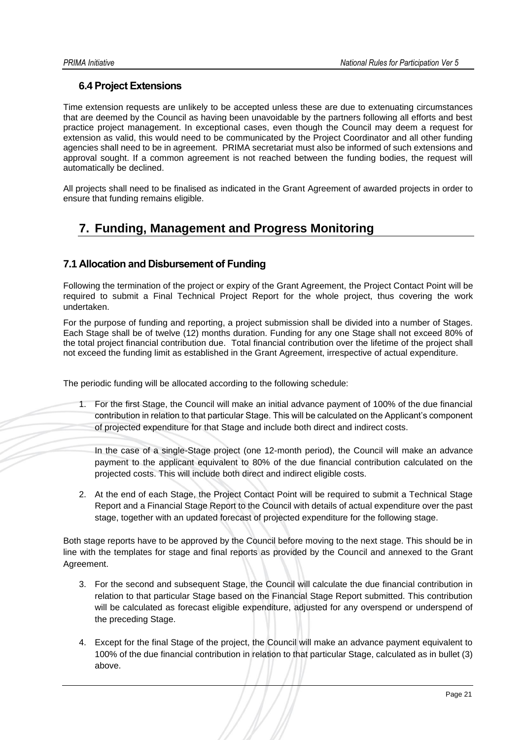### 6.4 Project Extensions

Time extension requests are unlikely to be accepted unless these are due to extenuating circumstances that are deemed by the Council as having been unavoidable by the partners following all efforts and best practice project management. In exceptional cases, even though the Council may deem a request for extension as valid, this would need to be communicated by the Project Coordinator and all other funding agencies shall need to be in agreement. PRIMA secretariat must also be informed of such extensions and approval sought. If a common agreement is not reached between the funding bodies, the request will automatically be declined.

All projects shall need to be finalised as indicated in the Grant Agreement of awarded projects in order to ensure that funding remains eligible.

## 7. Funding, Management and Progress Monitoring

### 7.1 Allocation and Disbursement of Funding

Following the termination of the project or expiry of the Grant Agreement, the Project Contact Point will be required to submit a Final Technical Project Report for the whole project, thus covering the work undertaken.

For the purpose of funding and reporting, a project submission shall be divided into a number of Stages. Each Stage shall be of twelve (12) months duration. Funding for any one Stage shall not exceed 80% of the total project financial contribution due. Total financial contribution over the lifetime of the project shall not exceed the funding limit as established in the Grant Agreement, irrespective of actual expenditure.

The periodic funding will be allocated according to the following schedule:

1. For the first Stage, the Council will make an initial advance payment of 100% of the due financial contribution in relation to that particular Stage. This will be calculated on the Applicant's component of projected expenditure for that Stage and include both direct and indirect costs.

   In the case of a single-Stage project (one 12-month period), the Council will make an advance payment to the applicant equivalent to 80% of the due financial contribution calculated on the projected costs. This will include both direct and indirect eligible costs.

2. At the end of each Stage, the Project Contact Point will be required to submit a Technical Stage Report and a Financial Stage Report to the Council with details of actual expenditure over the past stage, together with an updated forecast of projected expenditure for the following stage.

Both stage reports have to be approved by the Council before moving to the next stage. This should be in line with the templates for stage and final reports as provided by the Council and annexed to the Grant Agreement.

3. For the second and subsequent Stage, the Council will calculate the due financial contribution in relation to that particular Stage based on the Financial Stage Report submitted. This contribution will be calculated as forecast eligible expenditure, adjusted for any overspend or underspend of the preceding Stage.

4. Except for the final Stage of the project, the Council will make an advance payment equivalent to 100% of the due financial contribution in relation to that particular Stage, calculated as in bullet (3) above.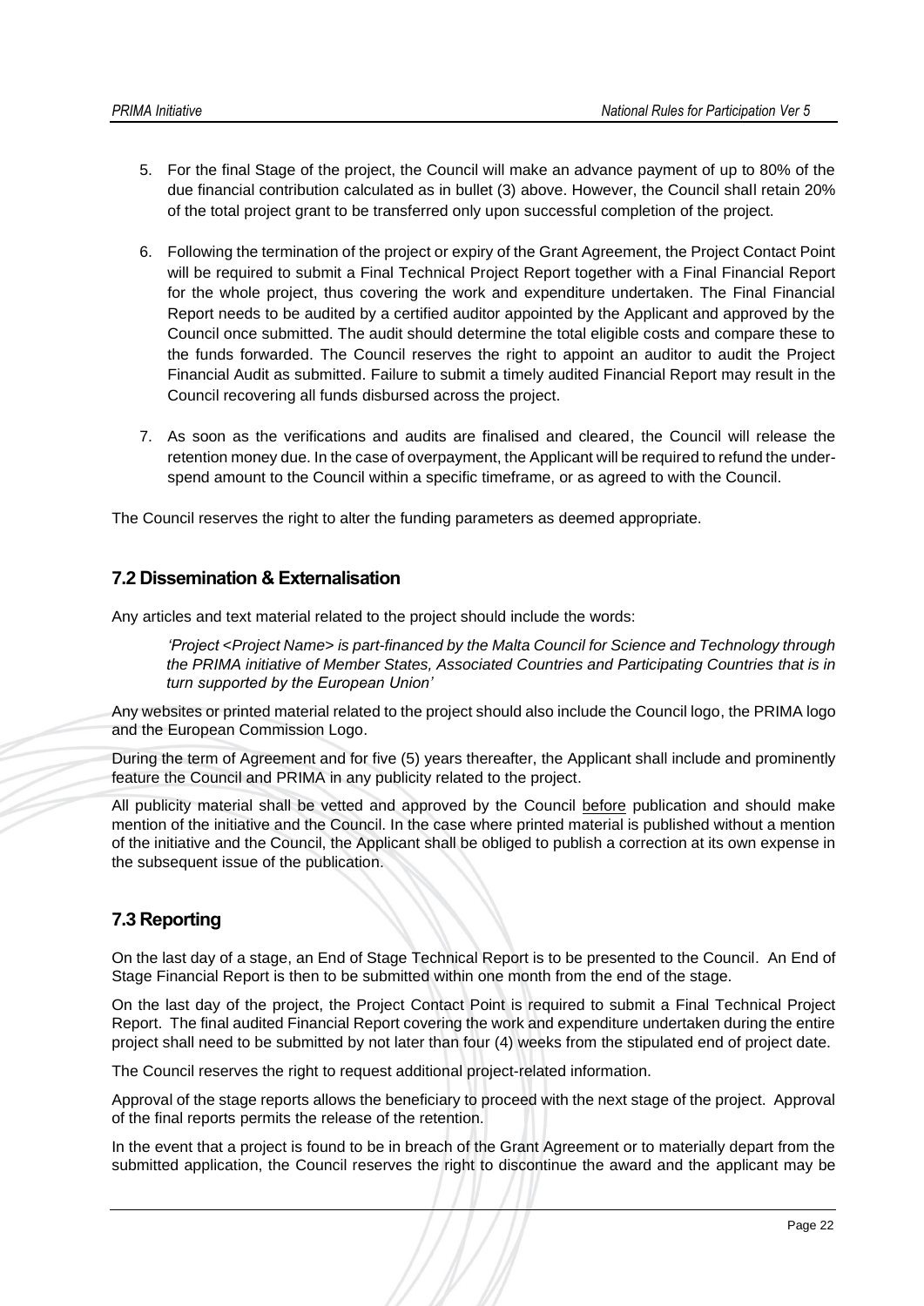5. For the final Stage of the project, the Council will make an advance payment of up to 80% of the due financial contribution calculated as in bullet (3) above. However, the Council shall retain 20% of the total project grant to be transferred only upon successful completion of the project.

6. Following the termination of the project or expiry of the Grant Agreement, the Project Contact Point will be required to submit a Final Technical Project Report together with a Final Financial Report for the whole project, thus covering the work and expenditure undertaken. The Final Financial Report needs to be audited by a certified auditor appointed by the Applicant and approved by the Council once submitted. The audit should determine the total eligible costs and compare these to the funds forwarded. The Council reserves the right to appoint an auditor to audit the Project Financial Audit as submitted. Failure to submit a timely audited Financial Report may result in the Council recovering all funds disbursed across the project.

7. As soon as the verifications and audits are finalised and cleared, the Council will release the retention money due. In the case of overpayment, the Applicant will be required to refund the under-spend amount to the Council within a specific timeframe, or as agreed to with the Council.

The Council reserves the right to alter the funding parameters as deemed appropriate.

## 7.2 Dissemination & Externalisation

Any articles and text material related to the project should include the words:

> *'Project <Project Name> is part-financed by the Malta Council for Science and Technology through the PRIMA initiative of Member States, Associated Countries and Participating Countries that is in turn supported by the European Union'*

Any websites or printed material related to the project should also include the Council logo, the PRIMA logo and the European Commission Logo.

During the term of Agreement and for five (5) years thereafter, the Applicant shall include and prominently feature the Council and PRIMA in any publicity related to the project.

All publicity material shall be vetted and approved by the Council before publication and should make mention of the initiative and the Council. In the case where printed material is published without a mention of the initiative and the Council, the Applicant shall be obliged to publish a correction at its own expense in the subsequent issue of the publication.

## 7.3 Reporting

On the last day of a stage, an End of Stage Technical Report is to be presented to the Council. An End of Stage Financial Report is then to be submitted within one month from the end of the stage.

On the last day of the project, the Project Contact Point is required to submit a Final Technical Project Report. The final audited Financial Report covering the work and expenditure undertaken during the entire project shall need to be submitted by not later than four (4) weeks from the stipulated end of project date.

The Council reserves the right to request additional project-related information.

Approval of the stage reports allows the beneficiary to proceed with the next stage of the project. Approval of the final reports permits the release of the retention.

In the event that a project is found to be in breach of the Grant Agreement or to materially depart from the submitted application, the Council reserves the right to discontinue the award and the applicant may be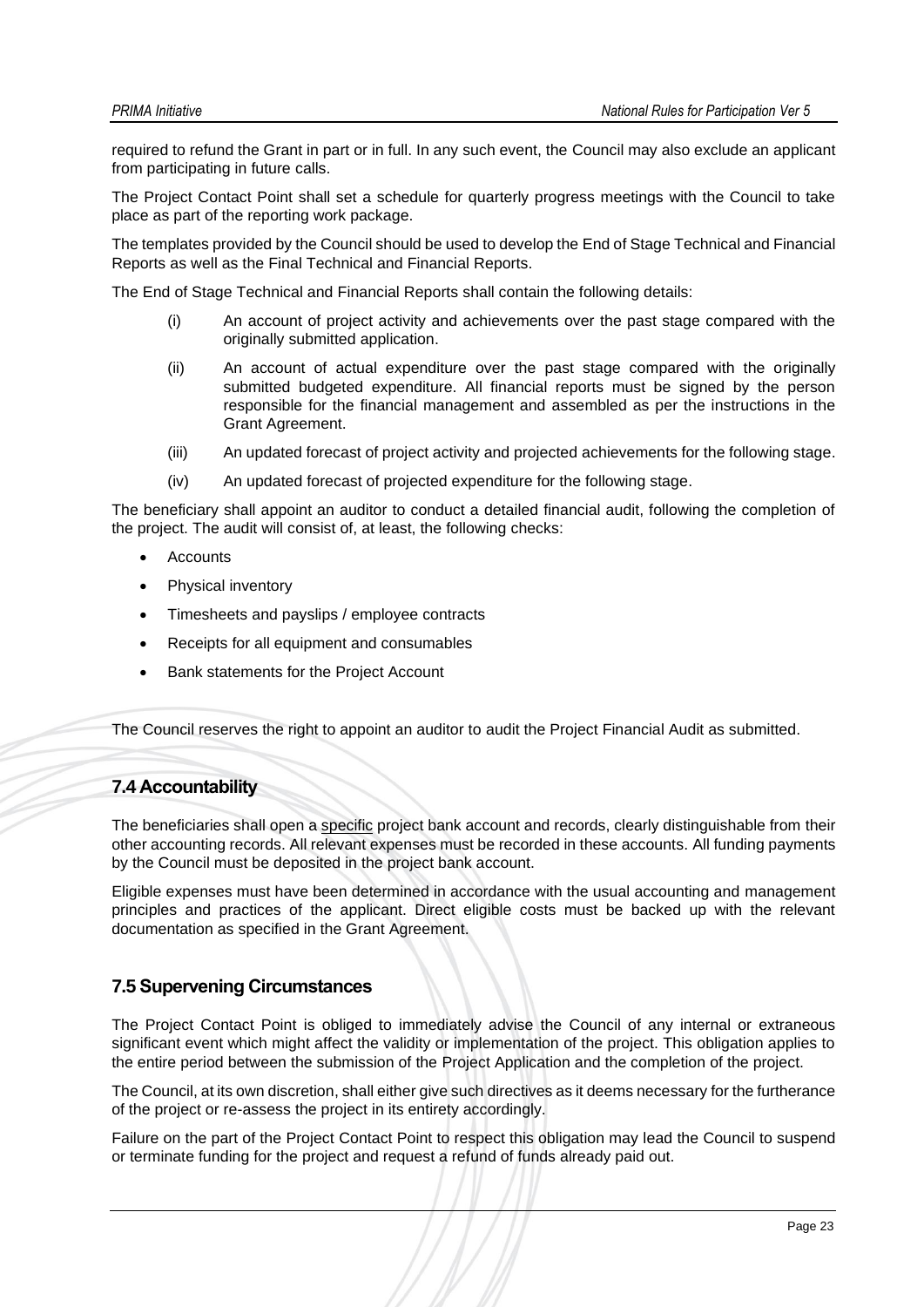required to refund the Grant in part or in full. In any such event, the Council may also exclude an applicant from participating in future calls.

The Project Contact Point shall set a schedule for quarterly progress meetings with the Council to take place as part of the reporting work package.

The templates provided by the Council should be used to develop the End of Stage Technical and Financial Reports as well as the Final Technical and Financial Reports.

The End of Stage Technical and Financial Reports shall contain the following details:

(i) An account of project activity and achievements over the past stage compared with the originally submitted application.

(ii) An account of actual expenditure over the past stage compared with the originally submitted budgeted expenditure. All financial reports must be signed by the person responsible for the financial management and assembled as per the instructions in the Grant Agreement.

(iii) An updated forecast of project activity and projected achievements for the following stage.

(iv) An updated forecast of projected expenditure for the following stage.

The beneficiary shall appoint an auditor to conduct a detailed financial audit, following the completion of the project. The audit will consist of, at least, the following checks:

- Accounts
- Physical inventory
- Timesheets and payslips / employee contracts
- Receipts for all equipment and consumables
- Bank statements for the Project Account

The Council reserves the right to appoint an auditor to audit the Project Financial Audit as submitted.

## 7.4 Accountability

The beneficiaries shall open a specific project bank account and records, clearly distinguishable from their other accounting records. All relevant expenses must be recorded in these accounts. All funding payments by the Council must be deposited in the project bank account.

Eligible expenses must have been determined in accordance with the usual accounting and management principles and practices of the applicant. Direct eligible costs must be backed up with the relevant documentation as specified in the Grant Agreement.

## 7.5 Supervening Circumstances

The Project Contact Point is obliged to immediately advise the Council of any internal or extraneous significant event which might affect the validity or implementation of the project. This obligation applies to the entire period between the submission of the Project Application and the completion of the project.

The Council, at its own discretion, shall either give such directives as it deems necessary for the furtherance of the project or re-assess the project in its entirety accordingly.

Failure on the part of the Project Contact Point to respect this obligation may lead the Council to suspend or terminate funding for the project and request a refund of funds already paid out.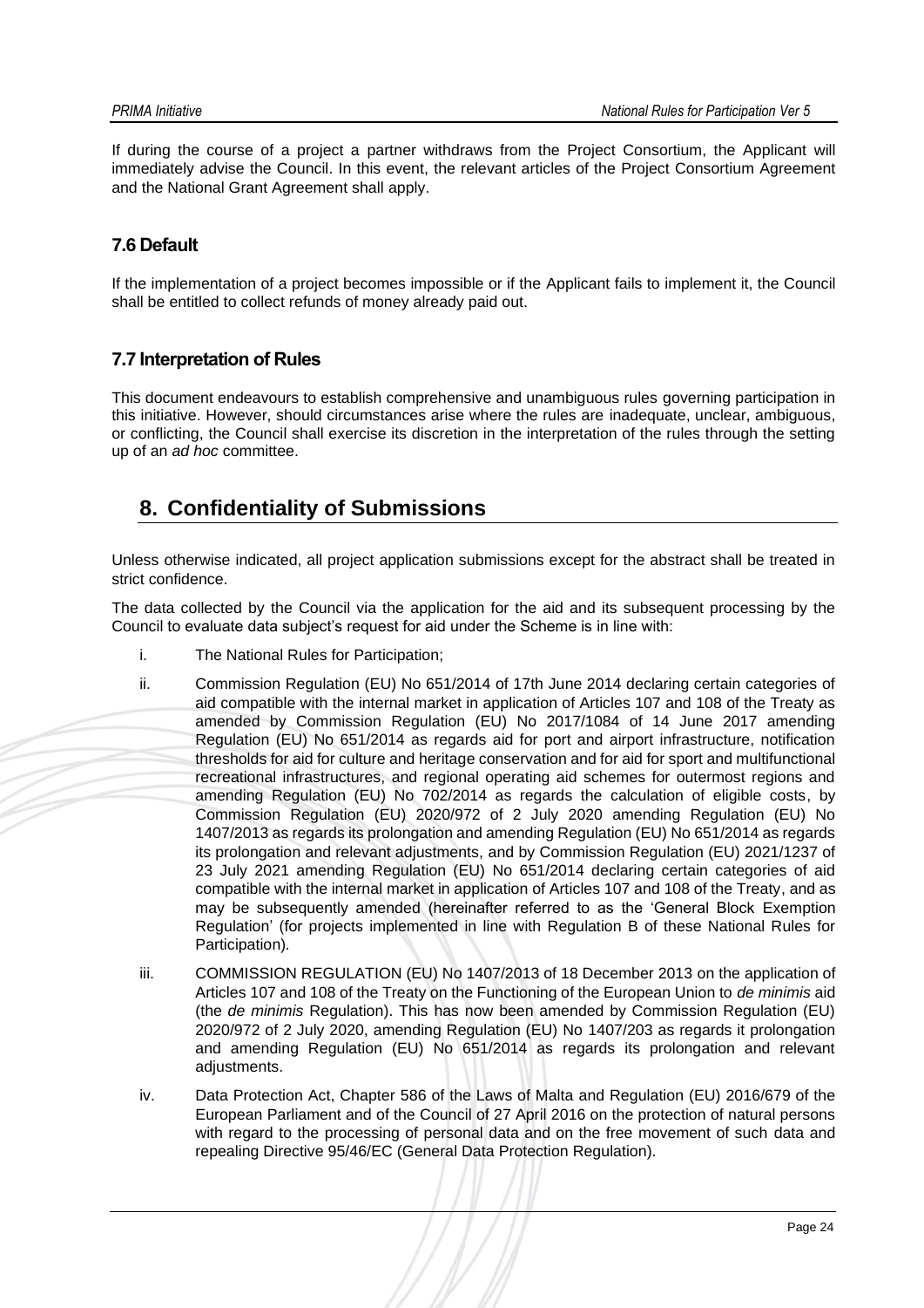If during the course of a project a partner withdraws from the Project Consortium, the Applicant will immediately advise the Council. In this event, the relevant articles of the Project Consortium Agreement and the National Grant Agreement shall apply.

### 7.6 Default

If the implementation of a project becomes impossible or if the Applicant fails to implement it, the Council shall be entitled to collect refunds of money already paid out.

### 7.7 Interpretation of Rules

This document endeavours to establish comprehensive and unambiguous rules governing participation in this initiative. However, should circumstances arise where the rules are inadequate, unclear, ambiguous, or conflicting, the Council shall exercise its discretion in the interpretation of the rules through the setting up of an *ad hoc* committee.

## 8. Confidentiality of Submissions

Unless otherwise indicated, all project application submissions except for the abstract shall be treated in strict confidence.

The data collected by the Council via the application for the aid and its subsequent processing by the Council to evaluate data subject's request for aid under the Scheme is in line with:

i. The National Rules for Participation;

ii. Commission Regulation (EU) No 651/2014 of 17th June 2014 declaring certain categories of aid compatible with the internal market in application of Articles 107 and 108 of the Treaty as amended by Commission Regulation (EU) No 2017/1084 of 14 June 2017 amending Regulation (EU) No 651/2014 as regards aid for port and airport infrastructure, notification thresholds for aid for culture and heritage conservation and for aid for sport and multifunctional recreational infrastructures, and regional operating aid schemes for outermost regions and amending Regulation (EU) No 702/2014 as regards the calculation of eligible costs, by Commission Regulation (EU) 2020/972 of 2 July 2020 amending Regulation (EU) No 1407/2013 as regards its prolongation and amending Regulation (EU) No 651/2014 as regards its prolongation and relevant adjustments, and by Commission Regulation (EU) 2021/1237 of 23 July 2021 amending Regulation (EU) No 651/2014 declaring certain categories of aid compatible with the internal market in application of Articles 107 and 108 of the Treaty, and as may be subsequently amended (hereinafter referred to as the 'General Block Exemption Regulation' (for projects implemented in line with Regulation B of these National Rules for Participation).

iii. COMMISSION REGULATION (EU) No 1407/2013 of 18 December 2013 on the application of Articles 107 and 108 of the Treaty on the Functioning of the European Union to *de minimis* aid (the *de minimis* Regulation). This has now been amended by Commission Regulation (EU) 2020/972 of 2 July 2020, amending Regulation (EU) No 1407/203 as regards it prolongation and amending Regulation (EU) No 651/2014 as regards its prolongation and relevant adjustments.

iv. Data Protection Act, Chapter 586 of the Laws of Malta and Regulation (EU) 2016/679 of the European Parliament and of the Council of 27 April 2016 on the protection of natural persons with regard to the processing of personal data and on the free movement of such data and repealing Directive 95/46/EC (General Data Protection Regulation).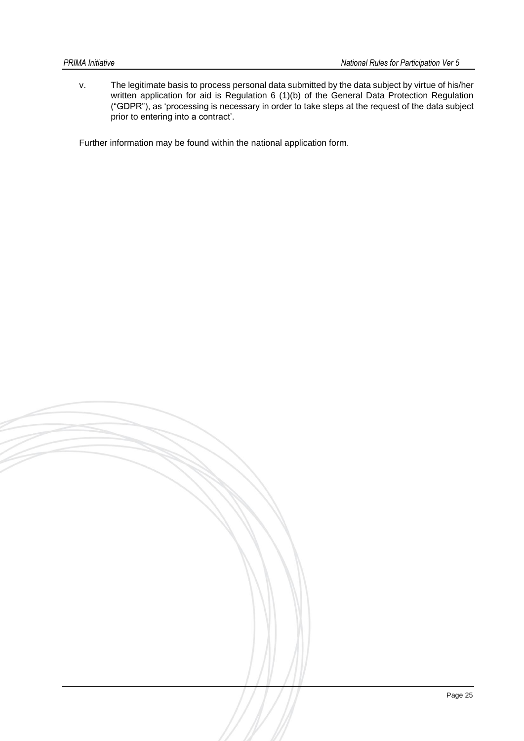v. The legitimate basis to process personal data submitted by the data subject by virtue of his/her written application for aid is Regulation 6 (1)(b) of the General Data Protection Regulation ("GDPR"), as 'processing is necessary in order to take steps at the request of the data subject prior to entering into a contract'.

Further information may be found within the national application form.